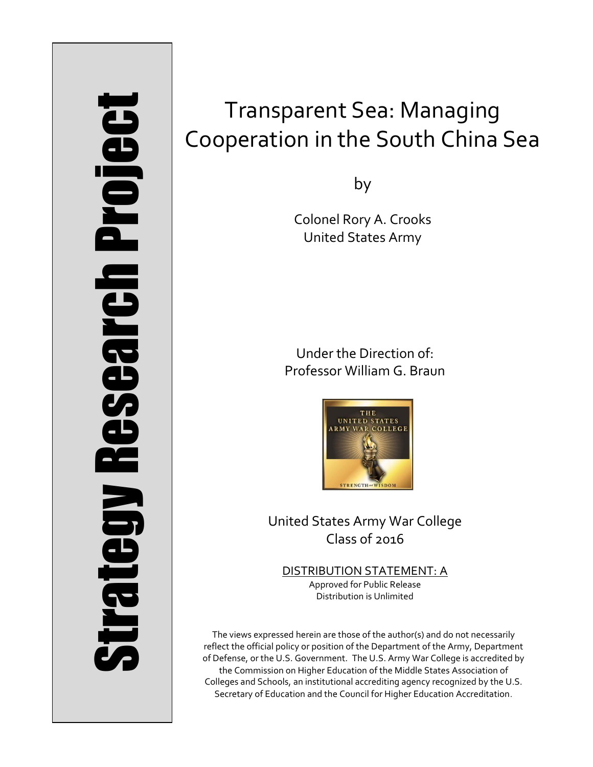Strategy Research Project

# Transparent Sea: Managing Cooperation in the South China Sea

by

Colonel Rory A. Crooks
United States Army

Under the Direction of:
Professor William G. Braun

United States Army War College
Class of 2016

DISTRIBUTION STATEMENT: A
Approved for Public Release
Distribution is Unlimited

The views expressed herein are those of the author(s) and do not necessarily reflect the official policy or position of the Department of the Army, Department of Defense, or the U.S. Government. The U.S. Army War College is accredited by the Commission on Higher Education of the Middle States Association of Colleges and Schools, an institutional accrediting agency recognized by the U.S. Secretary of Education and the Council for Higher Education Accreditation.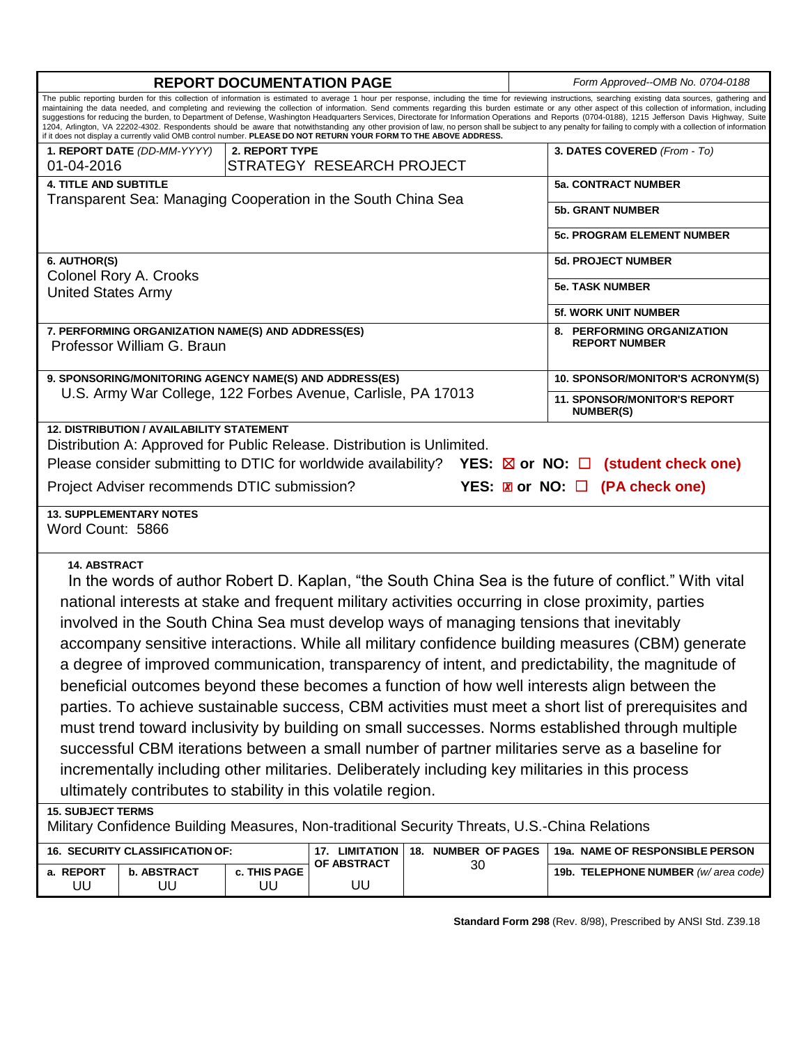| **REPORT DOCUMENTATION PAGE** | | | | | *Form Approved--OMB No. 0704-0188* |
|---|---|---|---|---|---|
| The public reporting burden for this collection of information is estimated to average 1 hour per response, including the time for reviewing instructions, searching existing data sources, gathering and maintaining the data needed, and completing and reviewing the collection of information. Send comments regarding this burden estimate or any other aspect of this collection of information, including suggestions for reducing the burden, to Department of Defense, Washington Headquarters Services, Directorate for Information Operations and Reports (0704-0188), 1215 Jefferson Davis Highway, Suite 1204, Arlington, VA 22202-4302. Respondents should be aware that notwithstanding any other provision of law, no person shall be subject to any penalty for failing to comply with a collection of information if it does not display a currently valid OMB control number. **PLEASE DO NOT RETURN YOUR FORM TO THE ABOVE ADDRESS.** | | | | | |
| **1. REPORT DATE** *(DD-MM-YYYY)* 01-04-2016 | **2. REPORT TYPE** STRATEGY RESEARCH PROJECT | | | | **3. DATES COVERED** *(From - To)* |
| **4. TITLE AND SUBTITLE** Transparent Sea: Managing Cooperation in the South China Sea | | | | | **5a. CONTRACT NUMBER** |
| | | | | | **5b. GRANT NUMBER** |
| | | | | | **5c. PROGRAM ELEMENT NUMBER** |
| **6. AUTHOR(S)** Colonel Rory A. Crooks United States Army | | | | | **5d. PROJECT NUMBER** |
| | | | | | **5e. TASK NUMBER** |
| | | | | | **5f. WORK UNIT NUMBER** |
| **7. PERFORMING ORGANIZATION NAME(S) AND ADDRESS(ES)** Professor William G. Braun | | | | | **8. PERFORMING ORGANIZATION REPORT NUMBER** |
| **9. SPONSORING/MONITORING AGENCY NAME(S) AND ADDRESS(ES)** U.S. Army War College, 122 Forbes Avenue, Carlisle, PA 17013 | | | | | **10. SPONSOR/MONITOR'S ACRONYM(S)** |
| | | | | | **11. SPONSOR/MONITOR'S REPORT NUMBER(S)** |
| **12. DISTRIBUTION / AVAILABILITY STATEMENT** Distribution A: Approved for Public Release. Distribution is Unlimited. Please consider submitting to DTIC for worldwide availability? **YES: ☒ or NO: ☐ (student check one)** Project Adviser recommends DTIC submission? **YES: ☒ or NO: ☐ (PA check one)** | | | | | |
| **13. SUPPLEMENTARY NOTES** Word Count: 5866 | | | | | |
| **14. ABSTRACT** In the words of author Robert D. Kaplan, "the South China Sea is the future of conflict." With vital national interests at stake and frequent military activities occurring in close proximity, parties involved in the South China Sea must develop ways of managing tensions that inevitably accompany sensitive interactions. While all military confidence building measures (CBM) generate a degree of improved communication, transparency of intent, and predictability, the magnitude of beneficial outcomes beyond these becomes a function of how well interests align between the parties. To achieve sustainable success, CBM activities must meet a short list of prerequisites and must trend toward inclusivity by building on small successes. Norms established through multiple successful CBM iterations between a small number of partner militaries serve as a baseline for incrementally including other militaries. Deliberately including key militaries in this process ultimately contributes to stability in this volatile region. | | | | | |
| **15. SUBJECT TERMS** Military Confidence Building Measures, Non-traditional Security Threats, U.S.-China Relations | | | | | |
| **16. SECURITY CLASSIFICATION OF:** | | | **17. LIMITATION OF ABSTRACT** | **18. NUMBER OF PAGES** | **19a. NAME OF RESPONSIBLE PERSON** |
| **a. REPORT** UU | **b. ABSTRACT** UU | **c. THIS PAGE** UU | UU | 30 | **19b. TELEPHONE NUMBER** *(w/ area code)* |

**Standard Form 298** (Rev. 8/98), Prescribed by ANSI Std. Z39.18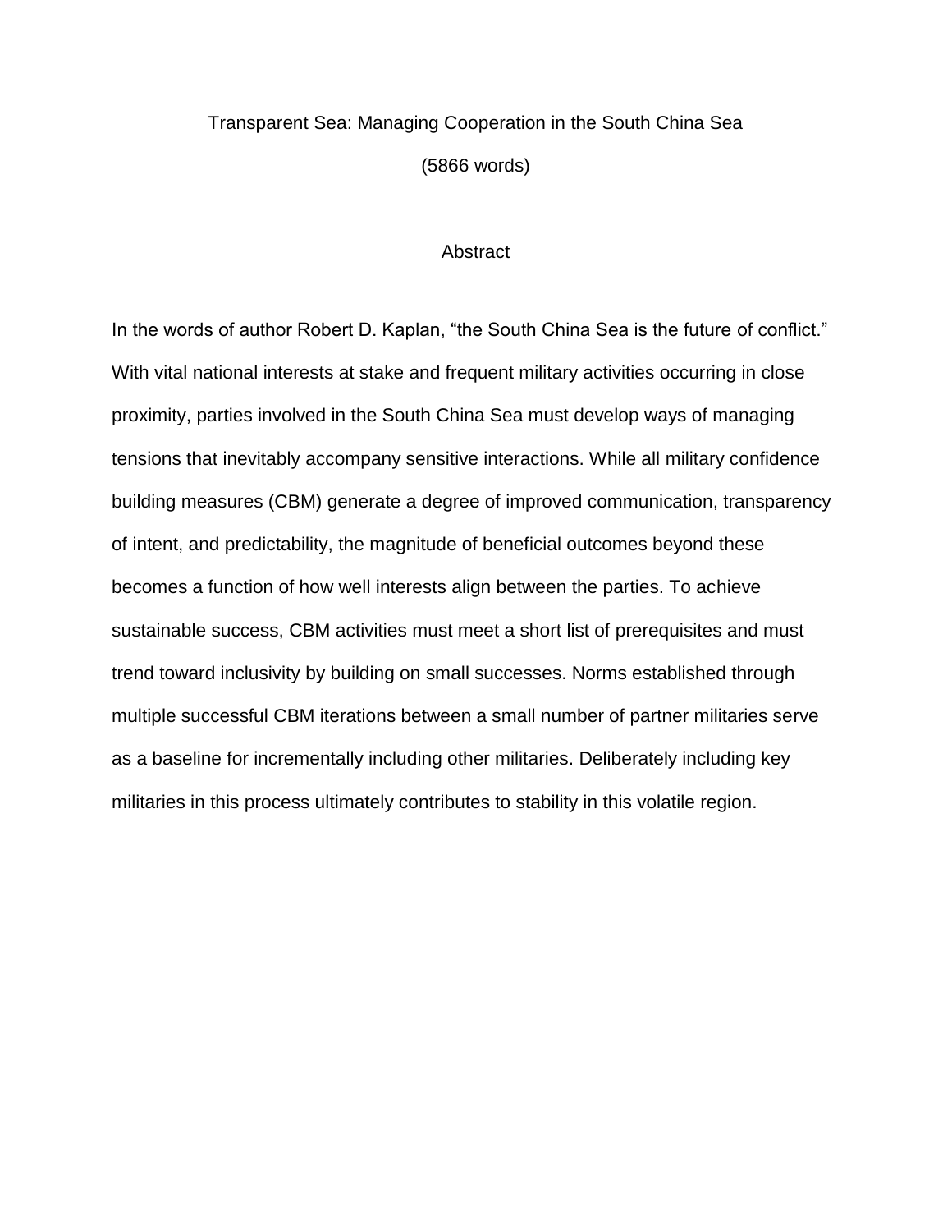Transparent Sea: Managing Cooperation in the South China Sea

(5866 words)

## Abstract

In the words of author Robert D. Kaplan, “the South China Sea is the future of conflict.” With vital national interests at stake and frequent military activities occurring in close proximity, parties involved in the South China Sea must develop ways of managing tensions that inevitably accompany sensitive interactions. While all military confidence building measures (CBM) generate a degree of improved communication, transparency of intent, and predictability, the magnitude of beneficial outcomes beyond these becomes a function of how well interests align between the parties. To achieve sustainable success, CBM activities must meet a short list of prerequisites and must trend toward inclusivity by building on small successes. Norms established through multiple successful CBM iterations between a small number of partner militaries serve as a baseline for incrementally including other militaries. Deliberately including key militaries in this process ultimately contributes to stability in this volatile region.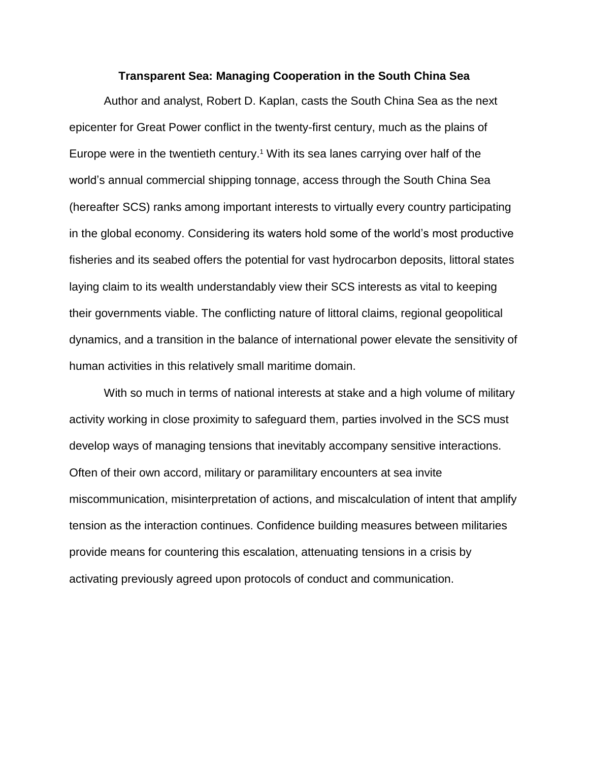**Transparent Sea: Managing Cooperation in the South China Sea**

Author and analyst, Robert D. Kaplan, casts the South China Sea as the next epicenter for Great Power conflict in the twenty-first century, much as the plains of Europe were in the twentieth century.[1] With its sea lanes carrying over half of the world's annual commercial shipping tonnage, access through the South China Sea (hereafter SCS) ranks among important interests to virtually every country participating in the global economy. Considering its waters hold some of the world's most productive fisheries and its seabed offers the potential for vast hydrocarbon deposits, littoral states laying claim to its wealth understandably view their SCS interests as vital to keeping their governments viable. The conflicting nature of littoral claims, regional geopolitical dynamics, and a transition in the balance of international power elevate the sensitivity of human activities in this relatively small maritime domain.

With so much in terms of national interests at stake and a high volume of military activity working in close proximity to safeguard them, parties involved in the SCS must develop ways of managing tensions that inevitably accompany sensitive interactions. Often of their own accord, military or paramilitary encounters at sea invite miscommunication, misinterpretation of actions, and miscalculation of intent that amplify tension as the interaction continues. Confidence building measures between militaries provide means for countering this escalation, attenuating tensions in a crisis by activating previously agreed upon protocols of conduct and communication.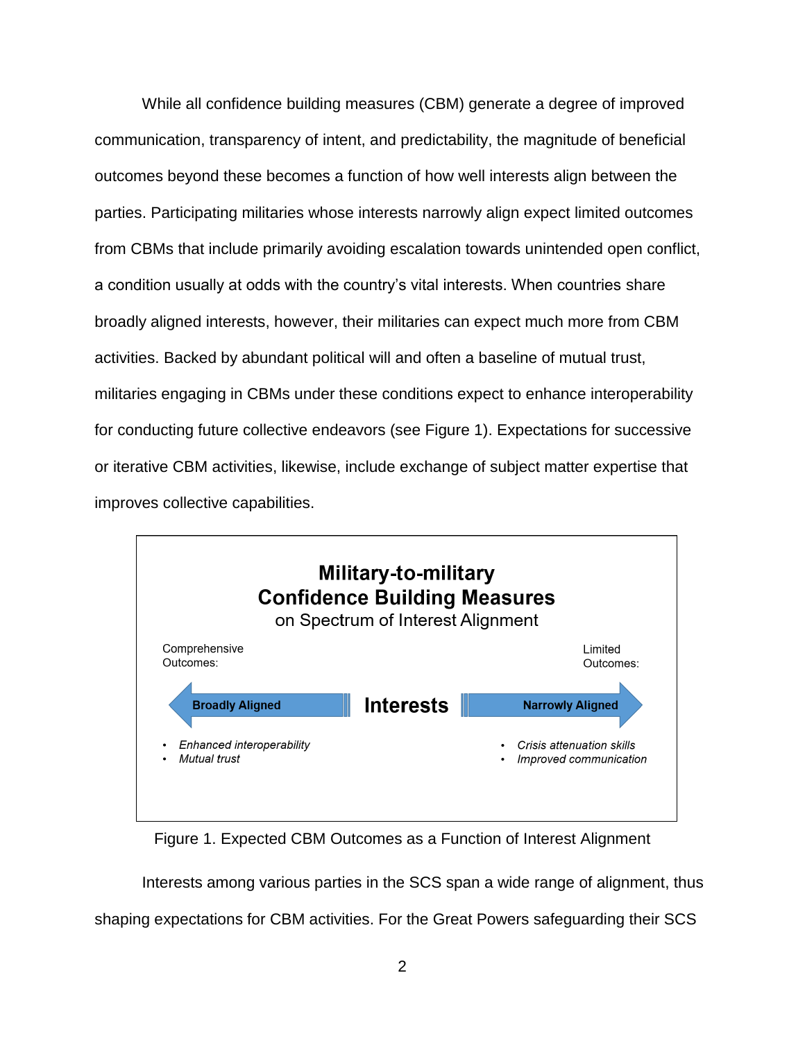While all confidence building measures (CBM) generate a degree of improved communication, transparency of intent, and predictability, the magnitude of beneficial outcomes beyond these becomes a function of how well interests align between the parties. Participating militaries whose interests narrowly align expect limited outcomes from CBMs that include primarily avoiding escalation towards unintended open conflict, a condition usually at odds with the country's vital interests. When countries share broadly aligned interests, however, their militaries can expect much more from CBM activities. Backed by abundant political will and often a baseline of mutual trust, militaries engaging in CBMs under these conditions expect to enhance interoperability for conducting future collective endeavors (see Figure 1). Expectations for successive or iterative CBM activities, likewise, include exchange of subject matter expertise that improves collective capabilities.

**Military-to-military Confidence Building Measures**
on Spectrum of Interest Alignment

| Comprehensive Outcomes: | | Limited Outcomes: |
|---|---|---|
| ← **Broadly Aligned** | **Interests** | **Narrowly Aligned** → |
| • *Enhanced interoperability*<br>• *Mutual trust* | | • *Crisis attenuation skills*<br>• *Improved communication* |

Figure 1. Expected CBM Outcomes as a Function of Interest Alignment

Interests among various parties in the SCS span a wide range of alignment, thus shaping expectations for CBM activities. For the Great Powers safeguarding their SCS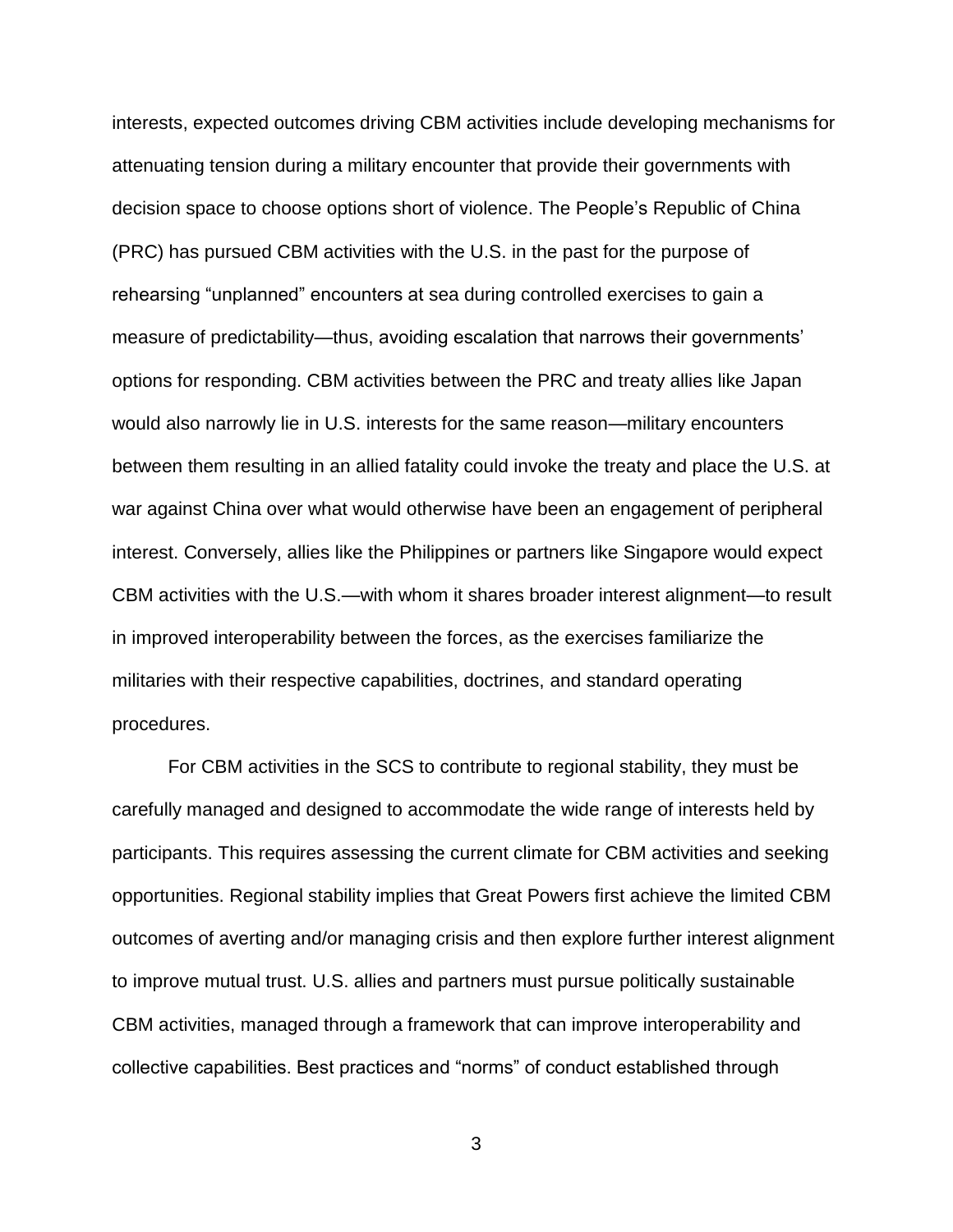interests, expected outcomes driving CBM activities include developing mechanisms for attenuating tension during a military encounter that provide their governments with decision space to choose options short of violence. The People's Republic of China (PRC) has pursued CBM activities with the U.S. in the past for the purpose of rehearsing "unplanned" encounters at sea during controlled exercises to gain a measure of predictability—thus, avoiding escalation that narrows their governments' options for responding. CBM activities between the PRC and treaty allies like Japan would also narrowly lie in U.S. interests for the same reason—military encounters between them resulting in an allied fatality could invoke the treaty and place the U.S. at war against China over what would otherwise have been an engagement of peripheral interest. Conversely, allies like the Philippines or partners like Singapore would expect CBM activities with the U.S.—with whom it shares broader interest alignment—to result in improved interoperability between the forces, as the exercises familiarize the militaries with their respective capabilities, doctrines, and standard operating procedures.

For CBM activities in the SCS to contribute to regional stability, they must be carefully managed and designed to accommodate the wide range of interests held by participants. This requires assessing the current climate for CBM activities and seeking opportunities. Regional stability implies that Great Powers first achieve the limited CBM outcomes of averting and/or managing crisis and then explore further interest alignment to improve mutual trust. U.S. allies and partners must pursue politically sustainable CBM activities, managed through a framework that can improve interoperability and collective capabilities. Best practices and "norms" of conduct established through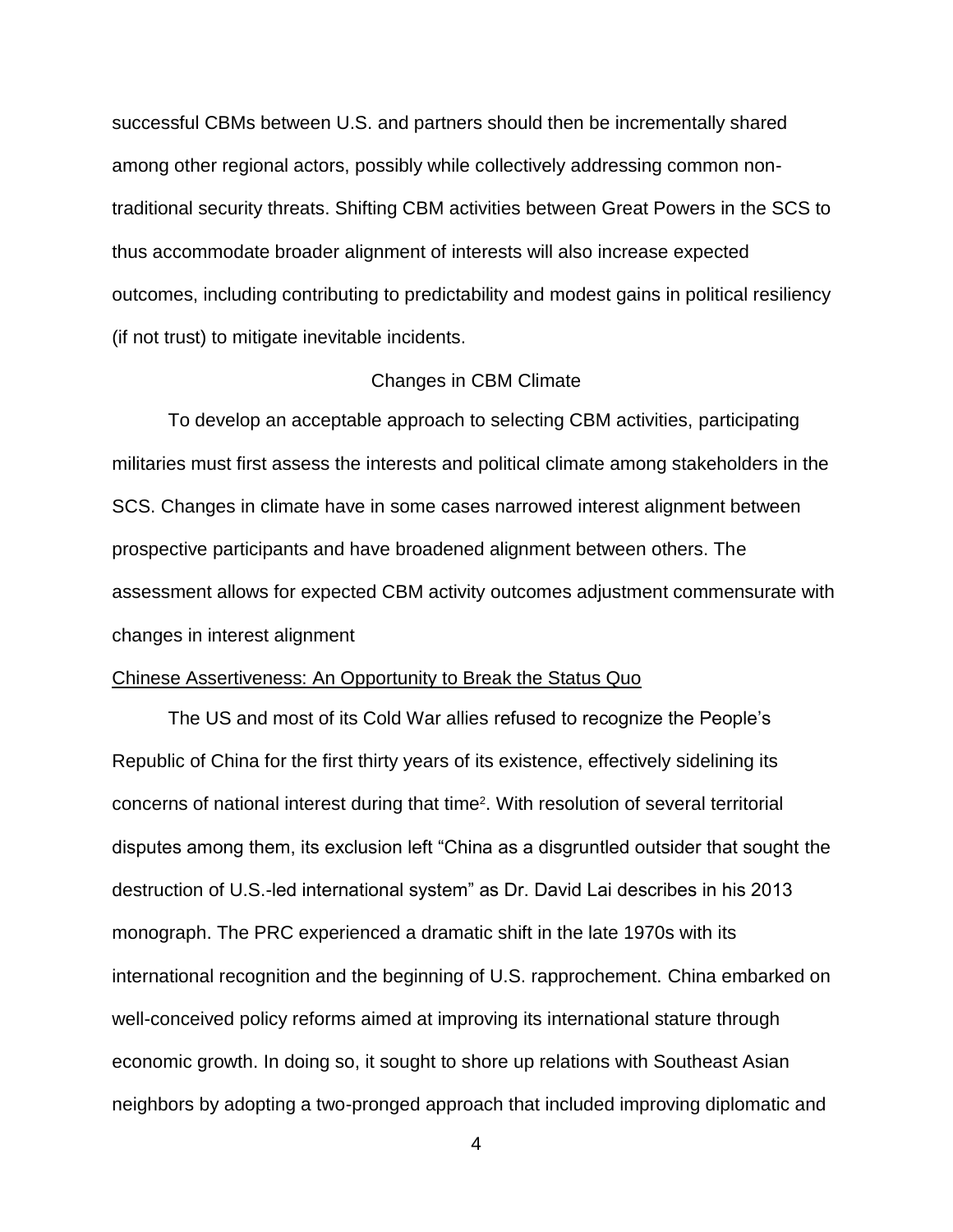successful CBMs between U.S. and partners should then be incrementally shared among other regional actors, possibly while collectively addressing common non-traditional security threats. Shifting CBM activities between Great Powers in the SCS to thus accommodate broader alignment of interests will also increase expected outcomes, including contributing to predictability and modest gains in political resiliency (if not trust) to mitigate inevitable incidents.

## Changes in CBM Climate

To develop an acceptable approach to selecting CBM activities, participating militaries must first assess the interests and political climate among stakeholders in the SCS. Changes in climate have in some cases narrowed interest alignment between prospective participants and have broadened alignment between others. The assessment allows for expected CBM activity outcomes adjustment commensurate with changes in interest alignment

### Chinese Assertiveness: An Opportunity to Break the Status Quo

The US and most of its Cold War allies refused to recognize the People's Republic of China for the first thirty years of its existence, effectively sidelining its concerns of national interest during that time[2]. With resolution of several territorial disputes among them, its exclusion left "China as a disgruntled outsider that sought the destruction of U.S.-led international system" as Dr. David Lai describes in his 2013 monograph. The PRC experienced a dramatic shift in the late 1970s with its international recognition and the beginning of U.S. rapprochement. China embarked on well-conceived policy reforms aimed at improving its international stature through economic growth. In doing so, it sought to shore up relations with Southeast Asian neighbors by adopting a two-pronged approach that included improving diplomatic and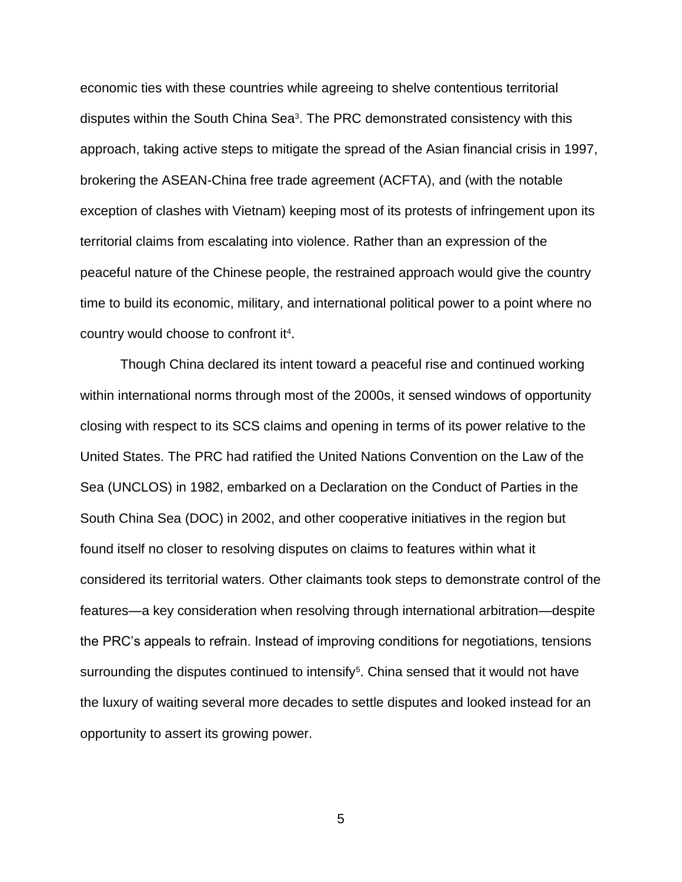economic ties with these countries while agreeing to shelve contentious territorial disputes within the South China Sea[3]. The PRC demonstrated consistency with this approach, taking active steps to mitigate the spread of the Asian financial crisis in 1997, brokering the ASEAN-China free trade agreement (ACFTA), and (with the notable exception of clashes with Vietnam) keeping most of its protests of infringement upon its territorial claims from escalating into violence. Rather than an expression of the peaceful nature of the Chinese people, the restrained approach would give the country time to build its economic, military, and international political power to a point where no country would choose to confront it[4].

Though China declared its intent toward a peaceful rise and continued working within international norms through most of the 2000s, it sensed windows of opportunity closing with respect to its SCS claims and opening in terms of its power relative to the United States. The PRC had ratified the United Nations Convention on the Law of the Sea (UNCLOS) in 1982, embarked on a Declaration on the Conduct of Parties in the South China Sea (DOC) in 2002, and other cooperative initiatives in the region but found itself no closer to resolving disputes on claims to features within what it considered its territorial waters. Other claimants took steps to demonstrate control of the features—a key consideration when resolving through international arbitration—despite the PRC's appeals to refrain. Instead of improving conditions for negotiations, tensions surrounding the disputes continued to intensify[5]. China sensed that it would not have the luxury of waiting several more decades to settle disputes and looked instead for an opportunity to assert its growing power.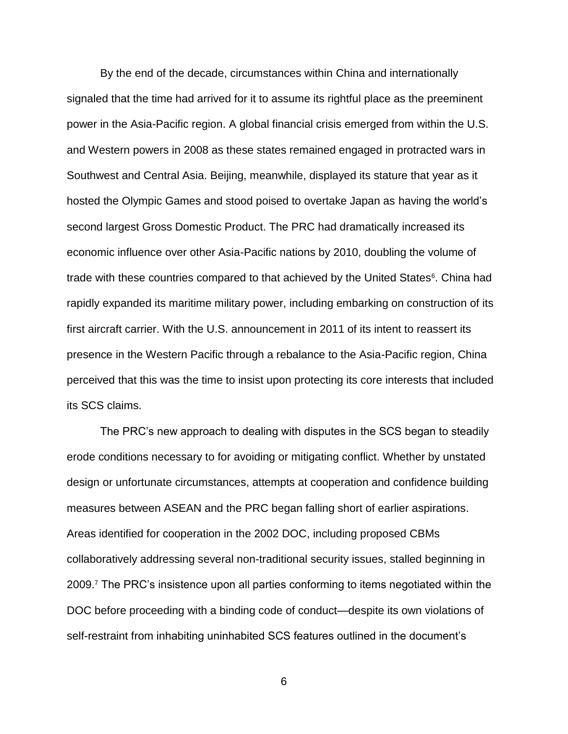By the end of the decade, circumstances within China and internationally signaled that the time had arrived for it to assume its rightful place as the preeminent power in the Asia-Pacific region. A global financial crisis emerged from within the U.S. and Western powers in 2008 as these states remained engaged in protracted wars in Southwest and Central Asia. Beijing, meanwhile, displayed its stature that year as it hosted the Olympic Games and stood poised to overtake Japan as having the world's second largest Gross Domestic Product. The PRC had dramatically increased its economic influence over other Asia-Pacific nations by 2010, doubling the volume of trade with these countries compared to that achieved by the United States[6]. China had rapidly expanded its maritime military power, including embarking on construction of its first aircraft carrier. With the U.S. announcement in 2011 of its intent to reassert its presence in the Western Pacific through a rebalance to the Asia-Pacific region, China perceived that this was the time to insist upon protecting its core interests that included its SCS claims.

The PRC's new approach to dealing with disputes in the SCS began to steadily erode conditions necessary to for avoiding or mitigating conflict. Whether by unstated design or unfortunate circumstances, attempts at cooperation and confidence building measures between ASEAN and the PRC began falling short of earlier aspirations. Areas identified for cooperation in the 2002 DOC, including proposed CBMs collaboratively addressing several non-traditional security issues, stalled beginning in 2009.[7] The PRC's insistence upon all parties conforming to items negotiated within the DOC before proceeding with a binding code of conduct—despite its own violations of self-restraint from inhabiting uninhabited SCS features outlined in the document's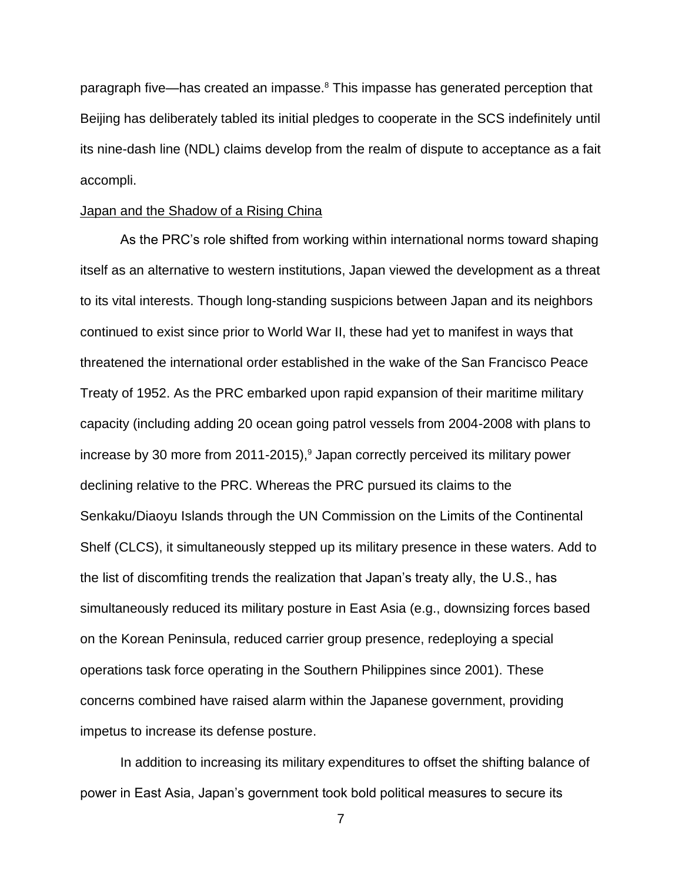paragraph five—has created an impasse.[8] This impasse has generated perception that Beijing has deliberately tabled its initial pledges to cooperate in the SCS indefinitely until its nine-dash line (NDL) claims develop from the realm of dispute to acceptance as a fait accompli.

<u>Japan and the Shadow of a Rising China</u>

As the PRC's role shifted from working within international norms toward shaping itself as an alternative to western institutions, Japan viewed the development as a threat to its vital interests. Though long-standing suspicions between Japan and its neighbors continued to exist since prior to World War II, these had yet to manifest in ways that threatened the international order established in the wake of the San Francisco Peace Treaty of 1952. As the PRC embarked upon rapid expansion of their maritime military capacity (including adding 20 ocean going patrol vessels from 2004-2008 with plans to increase by 30 more from 2011-2015),[9] Japan correctly perceived its military power declining relative to the PRC. Whereas the PRC pursued its claims to the Senkaku/Diaoyu Islands through the UN Commission on the Limits of the Continental Shelf (CLCS), it simultaneously stepped up its military presence in these waters. Add to the list of discomfiting trends the realization that Japan's treaty ally, the U.S., has simultaneously reduced its military posture in East Asia (e.g., downsizing forces based on the Korean Peninsula, reduced carrier group presence, redeploying a special operations task force operating in the Southern Philippines since 2001). These concerns combined have raised alarm within the Japanese government, providing impetus to increase its defense posture.

In addition to increasing its military expenditures to offset the shifting balance of power in East Asia, Japan's government took bold political measures to secure its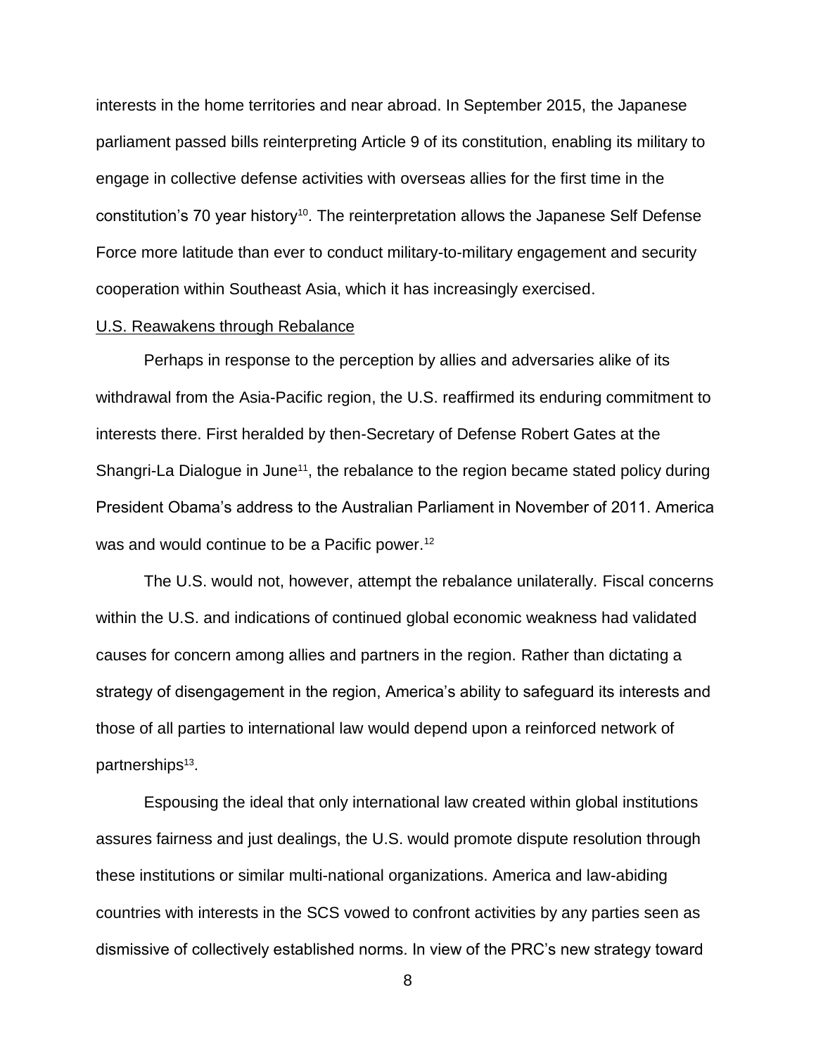interests in the home territories and near abroad. In September 2015, the Japanese parliament passed bills reinterpreting Article 9 of its constitution, enabling its military to engage in collective defense activities with overseas allies for the first time in the constitution's 70 year history[10]. The reinterpretation allows the Japanese Self Defense Force more latitude than ever to conduct military-to-military engagement and security cooperation within Southeast Asia, which it has increasingly exercised.

U.S. Reawakens through Rebalance

Perhaps in response to the perception by allies and adversaries alike of its withdrawal from the Asia-Pacific region, the U.S. reaffirmed its enduring commitment to interests there. First heralded by then-Secretary of Defense Robert Gates at the Shangri-La Dialogue in June[11], the rebalance to the region became stated policy during President Obama's address to the Australian Parliament in November of 2011. America was and would continue to be a Pacific power.[12]

The U.S. would not, however, attempt the rebalance unilaterally. Fiscal concerns within the U.S. and indications of continued global economic weakness had validated causes for concern among allies and partners in the region. Rather than dictating a strategy of disengagement in the region, America's ability to safeguard its interests and those of all parties to international law would depend upon a reinforced network of partnerships[13].

Espousing the ideal that only international law created within global institutions assures fairness and just dealings, the U.S. would promote dispute resolution through these institutions or similar multi-national organizations. America and law-abiding countries with interests in the SCS vowed to confront activities by any parties seen as dismissive of collectively established norms. In view of the PRC's new strategy toward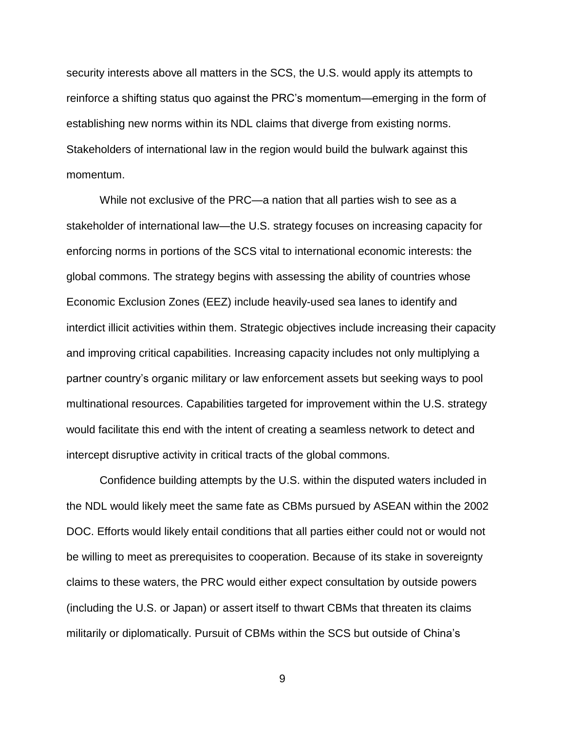security interests above all matters in the SCS, the U.S. would apply its attempts to reinforce a shifting status quo against the PRC's momentum—emerging in the form of establishing new norms within its NDL claims that diverge from existing norms. Stakeholders of international law in the region would build the bulwark against this momentum.

While not exclusive of the PRC—a nation that all parties wish to see as a stakeholder of international law—the U.S. strategy focuses on increasing capacity for enforcing norms in portions of the SCS vital to international economic interests: the global commons. The strategy begins with assessing the ability of countries whose Economic Exclusion Zones (EEZ) include heavily-used sea lanes to identify and interdict illicit activities within them. Strategic objectives include increasing their capacity and improving critical capabilities. Increasing capacity includes not only multiplying a partner country's organic military or law enforcement assets but seeking ways to pool multinational resources. Capabilities targeted for improvement within the U.S. strategy would facilitate this end with the intent of creating a seamless network to detect and intercept disruptive activity in critical tracts of the global commons.

Confidence building attempts by the U.S. within the disputed waters included in the NDL would likely meet the same fate as CBMs pursued by ASEAN within the 2002 DOC. Efforts would likely entail conditions that all parties either could not or would not be willing to meet as prerequisites to cooperation. Because of its stake in sovereignty claims to these waters, the PRC would either expect consultation by outside powers (including the U.S. or Japan) or assert itself to thwart CBMs that threaten its claims militarily or diplomatically. Pursuit of CBMs within the SCS but outside of China's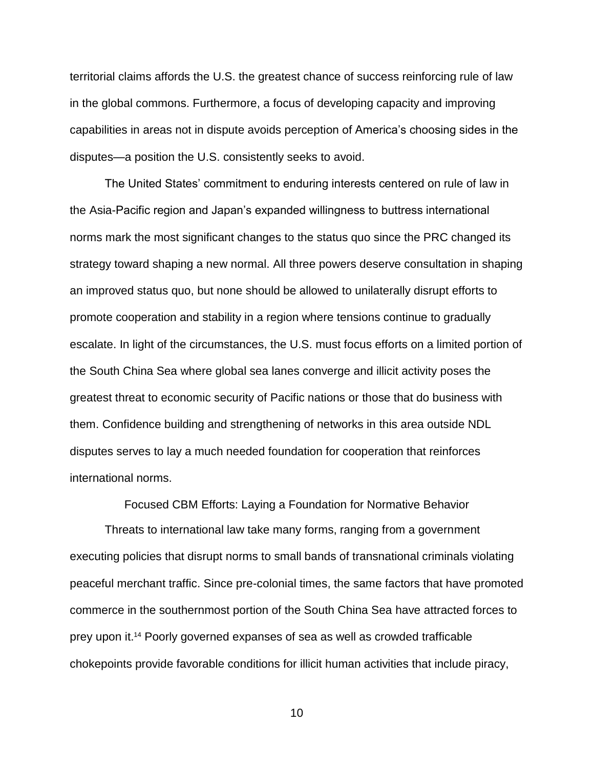territorial claims affords the U.S. the greatest chance of success reinforcing rule of law in the global commons. Furthermore, a focus of developing capacity and improving capabilities in areas not in dispute avoids perception of America's choosing sides in the disputes—a position the U.S. consistently seeks to avoid.

The United States' commitment to enduring interests centered on rule of law in the Asia-Pacific region and Japan's expanded willingness to buttress international norms mark the most significant changes to the status quo since the PRC changed its strategy toward shaping a new normal. All three powers deserve consultation in shaping an improved status quo, but none should be allowed to unilaterally disrupt efforts to promote cooperation and stability in a region where tensions continue to gradually escalate. In light of the circumstances, the U.S. must focus efforts on a limited portion of the South China Sea where global sea lanes converge and illicit activity poses the greatest threat to economic security of Pacific nations or those that do business with them. Confidence building and strengthening of networks in this area outside NDL disputes serves to lay a much needed foundation for cooperation that reinforces international norms.

## Focused CBM Efforts: Laying a Foundation for Normative Behavior

Threats to international law take many forms, ranging from a government executing policies that disrupt norms to small bands of transnational criminals violating peaceful merchant traffic. Since pre-colonial times, the same factors that have promoted commerce in the southernmost portion of the South China Sea have attracted forces to prey upon it.[14] Poorly governed expanses of sea as well as crowded trafficable chokepoints provide favorable conditions for illicit human activities that include piracy,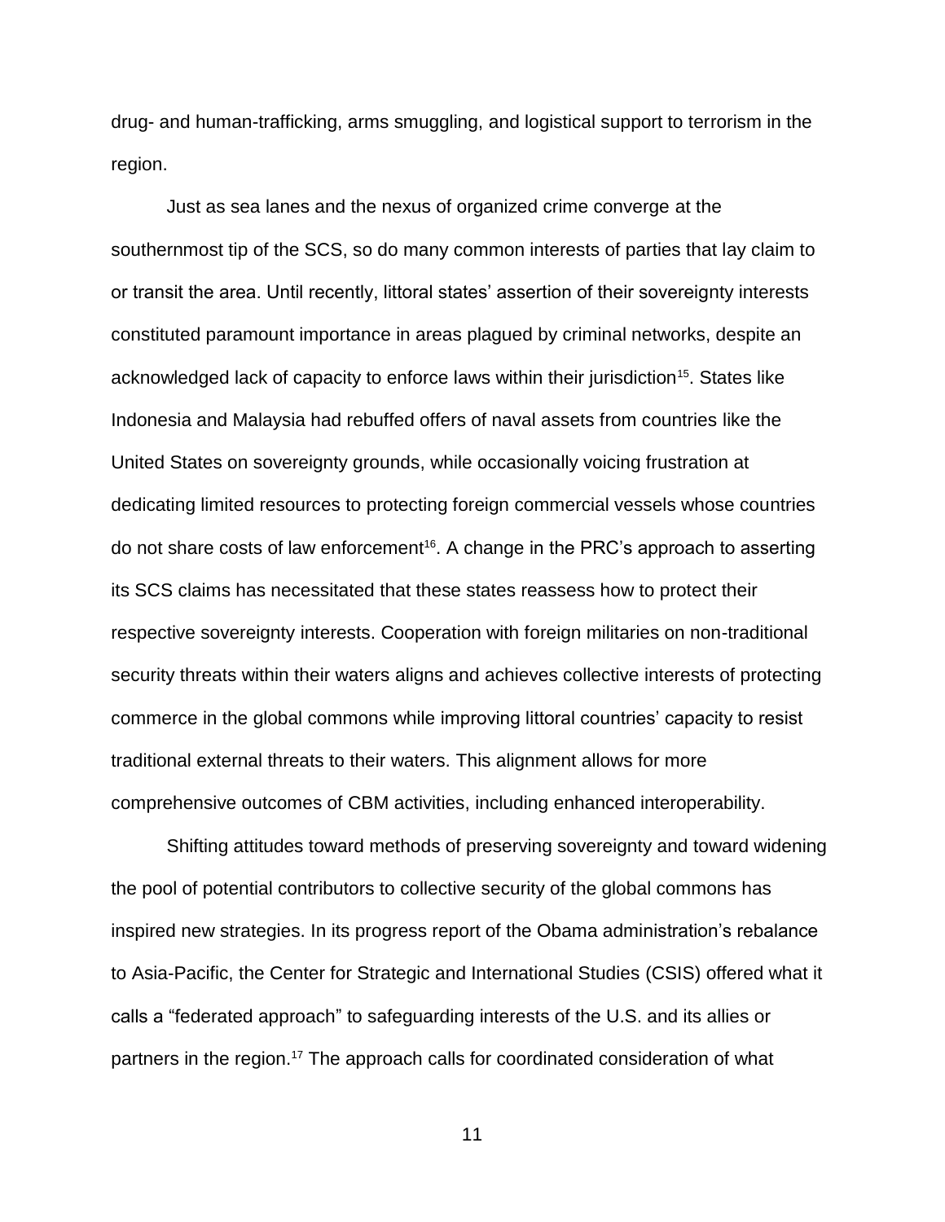drug- and human-trafficking, arms smuggling, and logistical support to terrorism in the region.

Just as sea lanes and the nexus of organized crime converge at the southernmost tip of the SCS, so do many common interests of parties that lay claim to or transit the area. Until recently, littoral states' assertion of their sovereignty interests constituted paramount importance in areas plagued by criminal networks, despite an acknowledged lack of capacity to enforce laws within their jurisdiction[15]. States like Indonesia and Malaysia had rebuffed offers of naval assets from countries like the United States on sovereignty grounds, while occasionally voicing frustration at dedicating limited resources to protecting foreign commercial vessels whose countries do not share costs of law enforcement[16]. A change in the PRC's approach to asserting its SCS claims has necessitated that these states reassess how to protect their respective sovereignty interests. Cooperation with foreign militaries on non-traditional security threats within their waters aligns and achieves collective interests of protecting commerce in the global commons while improving littoral countries' capacity to resist traditional external threats to their waters. This alignment allows for more comprehensive outcomes of CBM activities, including enhanced interoperability.

Shifting attitudes toward methods of preserving sovereignty and toward widening the pool of potential contributors to collective security of the global commons has inspired new strategies. In its progress report of the Obama administration's rebalance to Asia-Pacific, the Center for Strategic and International Studies (CSIS) offered what it calls a "federated approach" to safeguarding interests of the U.S. and its allies or partners in the region.[17] The approach calls for coordinated consideration of what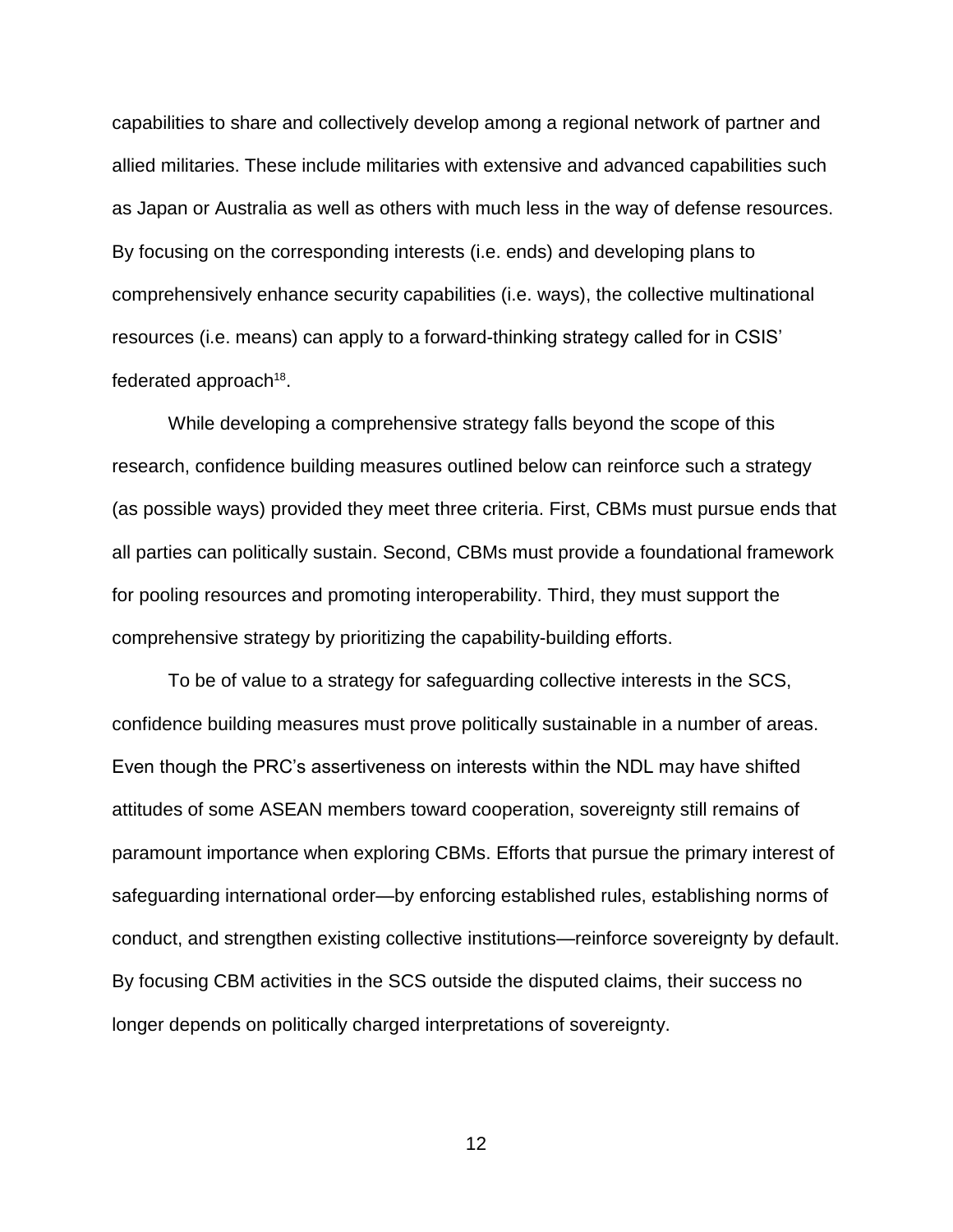capabilities to share and collectively develop among a regional network of partner and allied militaries. These include militaries with extensive and advanced capabilities such as Japan or Australia as well as others with much less in the way of defense resources. By focusing on the corresponding interests (i.e. ends) and developing plans to comprehensively enhance security capabilities (i.e. ways), the collective multinational resources (i.e. means) can apply to a forward-thinking strategy called for in CSIS' federated approach[18].

While developing a comprehensive strategy falls beyond the scope of this research, confidence building measures outlined below can reinforce such a strategy (as possible ways) provided they meet three criteria. First, CBMs must pursue ends that all parties can politically sustain. Second, CBMs must provide a foundational framework for pooling resources and promoting interoperability. Third, they must support the comprehensive strategy by prioritizing the capability-building efforts.

To be of value to a strategy for safeguarding collective interests in the SCS, confidence building measures must prove politically sustainable in a number of areas. Even though the PRC's assertiveness on interests within the NDL may have shifted attitudes of some ASEAN members toward cooperation, sovereignty still remains of paramount importance when exploring CBMs. Efforts that pursue the primary interest of safeguarding international order—by enforcing established rules, establishing norms of conduct, and strengthen existing collective institutions—reinforce sovereignty by default. By focusing CBM activities in the SCS outside the disputed claims, their success no longer depends on politically charged interpretations of sovereignty.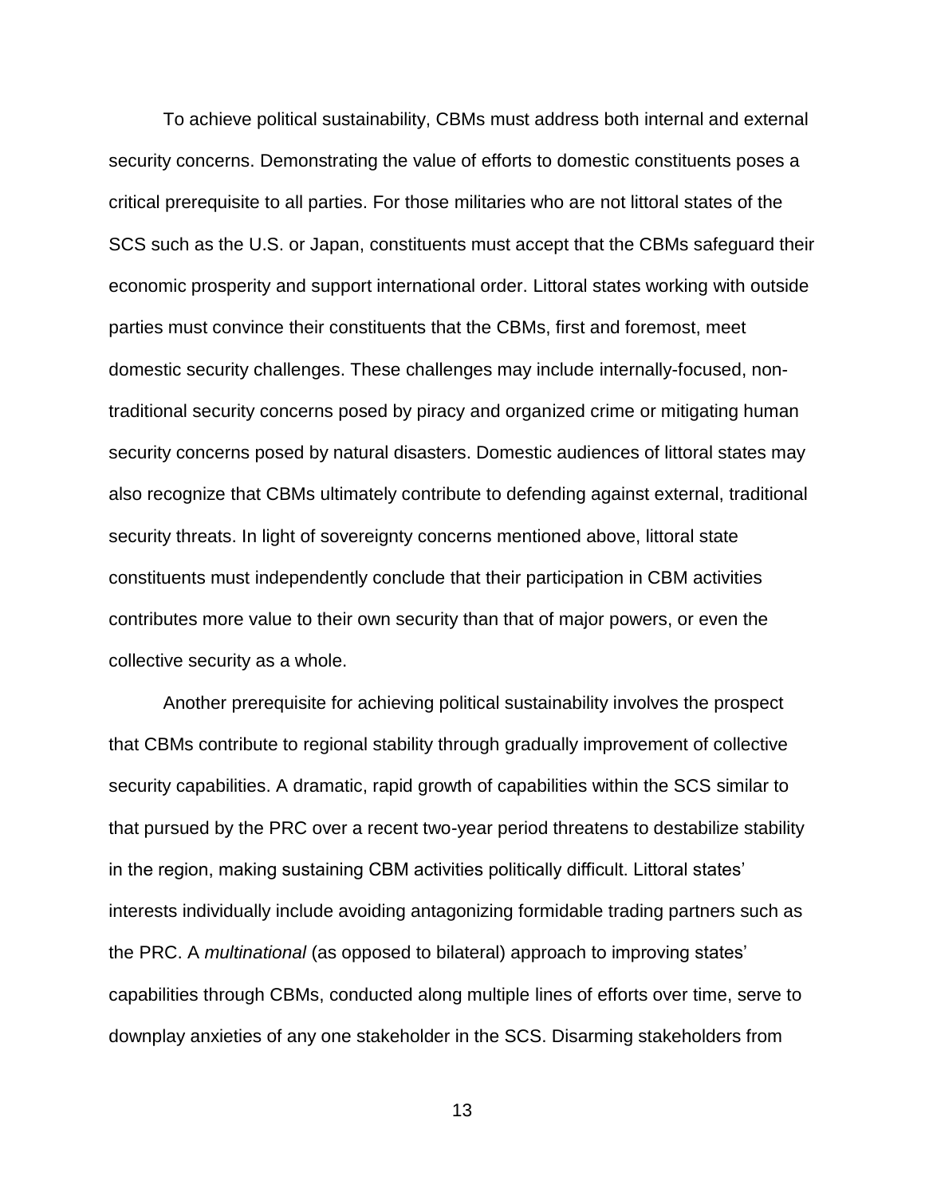To achieve political sustainability, CBMs must address both internal and external security concerns. Demonstrating the value of efforts to domestic constituents poses a critical prerequisite to all parties. For those militaries who are not littoral states of the SCS such as the U.S. or Japan, constituents must accept that the CBMs safeguard their economic prosperity and support international order. Littoral states working with outside parties must convince their constituents that the CBMs, first and foremost, meet domestic security challenges. These challenges may include internally-focused, non-traditional security concerns posed by piracy and organized crime or mitigating human security concerns posed by natural disasters. Domestic audiences of littoral states may also recognize that CBMs ultimately contribute to defending against external, traditional security threats. In light of sovereignty concerns mentioned above, littoral state constituents must independently conclude that their participation in CBM activities contributes more value to their own security than that of major powers, or even the collective security as a whole.

Another prerequisite for achieving political sustainability involves the prospect that CBMs contribute to regional stability through gradually improvement of collective security capabilities. A dramatic, rapid growth of capabilities within the SCS similar to that pursued by the PRC over a recent two-year period threatens to destabilize stability in the region, making sustaining CBM activities politically difficult. Littoral states' interests individually include avoiding antagonizing formidable trading partners such as the PRC. A *multinational* (as opposed to bilateral) approach to improving states' capabilities through CBMs, conducted along multiple lines of efforts over time, serve to downplay anxieties of any one stakeholder in the SCS. Disarming stakeholders from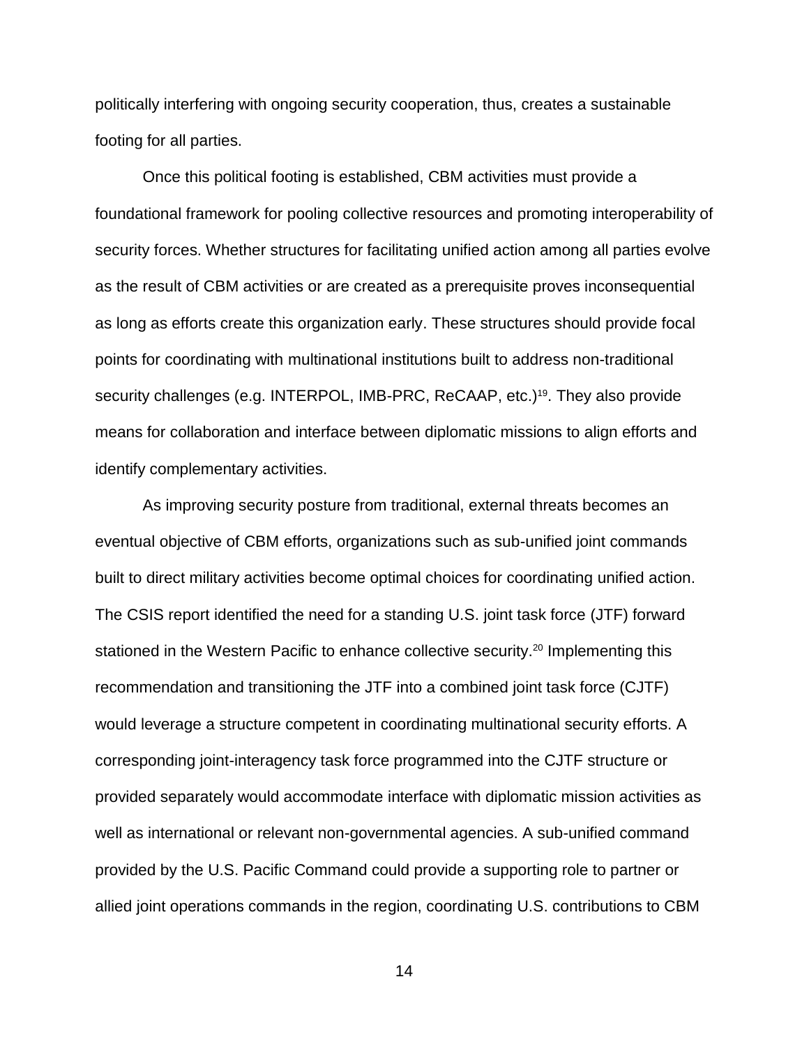politically interfering with ongoing security cooperation, thus, creates a sustainable footing for all parties.

Once this political footing is established, CBM activities must provide a foundational framework for pooling collective resources and promoting interoperability of security forces. Whether structures for facilitating unified action among all parties evolve as the result of CBM activities or are created as a prerequisite proves inconsequential as long as efforts create this organization early. These structures should provide focal points for coordinating with multinational institutions built to address non-traditional security challenges (e.g. INTERPOL, IMB-PRC, ReCAAP, etc.)[19]. They also provide means for collaboration and interface between diplomatic missions to align efforts and identify complementary activities.

As improving security posture from traditional, external threats becomes an eventual objective of CBM efforts, organizations such as sub-unified joint commands built to direct military activities become optimal choices for coordinating unified action. The CSIS report identified the need for a standing U.S. joint task force (JTF) forward stationed in the Western Pacific to enhance collective security.[20] Implementing this recommendation and transitioning the JTF into a combined joint task force (CJTF) would leverage a structure competent in coordinating multinational security efforts. A corresponding joint-interagency task force programmed into the CJTF structure or provided separately would accommodate interface with diplomatic mission activities as well as international or relevant non-governmental agencies. A sub-unified command provided by the U.S. Pacific Command could provide a supporting role to partner or allied joint operations commands in the region, coordinating U.S. contributions to CBM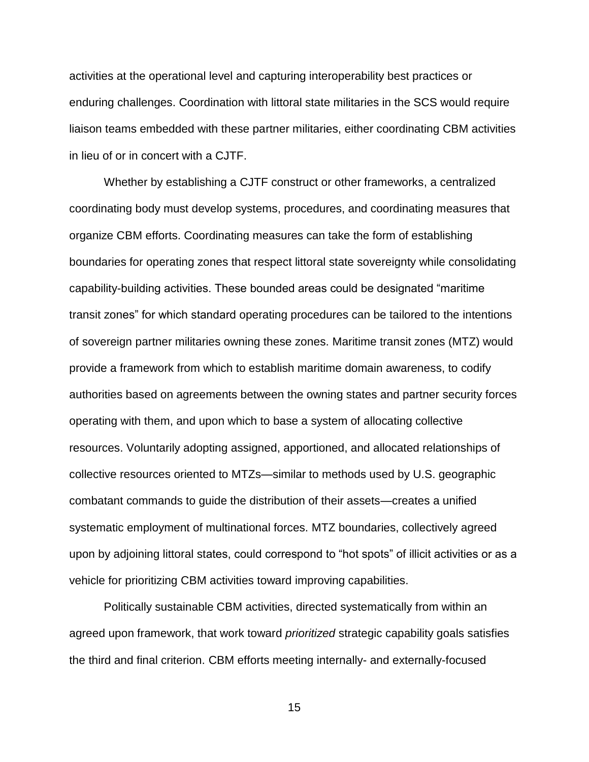activities at the operational level and capturing interoperability best practices or enduring challenges. Coordination with littoral state militaries in the SCS would require liaison teams embedded with these partner militaries, either coordinating CBM activities in lieu of or in concert with a CJTF.

Whether by establishing a CJTF construct or other frameworks, a centralized coordinating body must develop systems, procedures, and coordinating measures that organize CBM efforts. Coordinating measures can take the form of establishing boundaries for operating zones that respect littoral state sovereignty while consolidating capability-building activities. These bounded areas could be designated "maritime transit zones" for which standard operating procedures can be tailored to the intentions of sovereign partner militaries owning these zones. Maritime transit zones (MTZ) would provide a framework from which to establish maritime domain awareness, to codify authorities based on agreements between the owning states and partner security forces operating with them, and upon which to base a system of allocating collective resources. Voluntarily adopting assigned, apportioned, and allocated relationships of collective resources oriented to MTZs—similar to methods used by U.S. geographic combatant commands to guide the distribution of their assets—creates a unified systematic employment of multinational forces. MTZ boundaries, collectively agreed upon by adjoining littoral states, could correspond to "hot spots" of illicit activities or as a vehicle for prioritizing CBM activities toward improving capabilities.

Politically sustainable CBM activities, directed systematically from within an agreed upon framework, that work toward *prioritized* strategic capability goals satisfies the third and final criterion. CBM efforts meeting internally- and externally-focused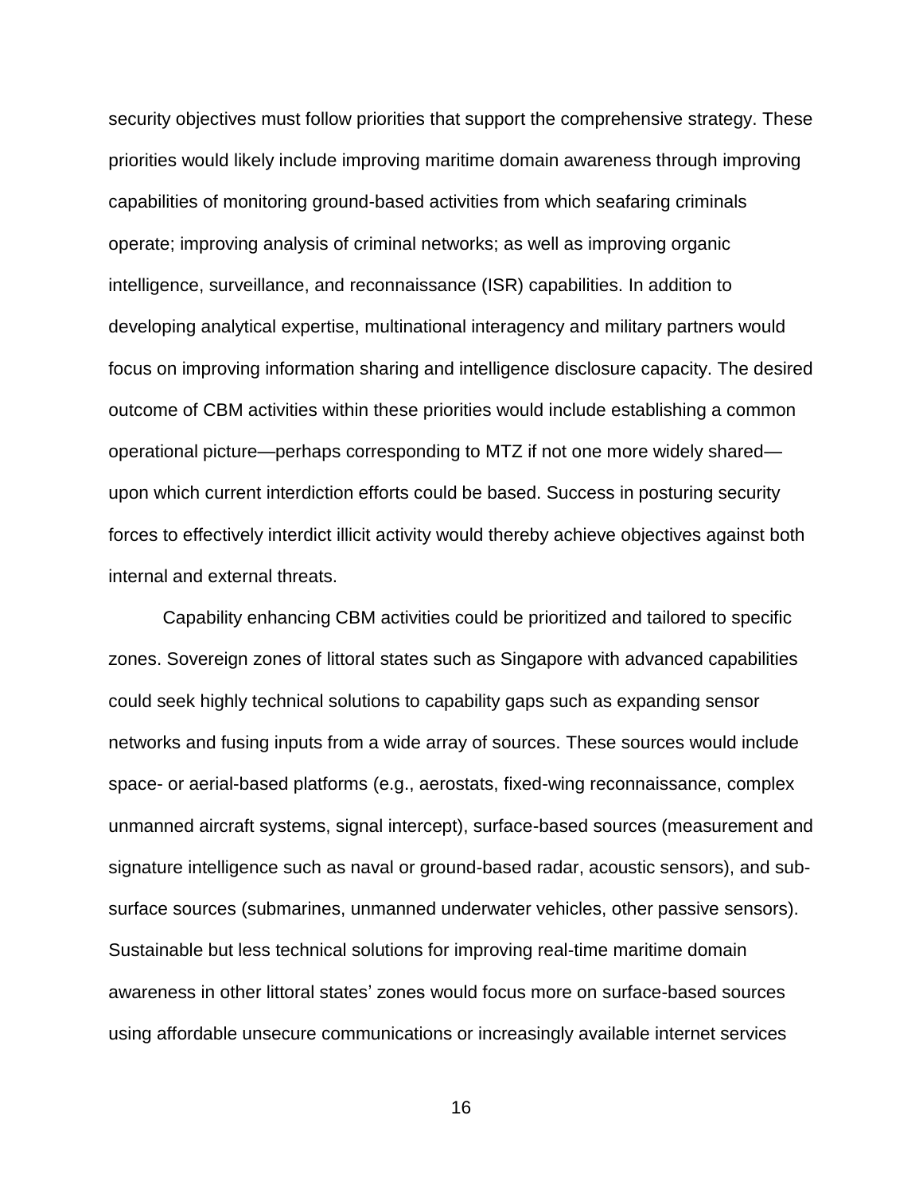security objectives must follow priorities that support the comprehensive strategy. These priorities would likely include improving maritime domain awareness through improving capabilities of monitoring ground-based activities from which seafaring criminals operate; improving analysis of criminal networks; as well as improving organic intelligence, surveillance, and reconnaissance (ISR) capabilities. In addition to developing analytical expertise, multinational interagency and military partners would focus on improving information sharing and intelligence disclosure capacity. The desired outcome of CBM activities within these priorities would include establishing a common operational picture—perhaps corresponding to MTZ if not one more widely shared—upon which current interdiction efforts could be based. Success in posturing security forces to effectively interdict illicit activity would thereby achieve objectives against both internal and external threats.

Capability enhancing CBM activities could be prioritized and tailored to specific zones. Sovereign zones of littoral states such as Singapore with advanced capabilities could seek highly technical solutions to capability gaps such as expanding sensor networks and fusing inputs from a wide array of sources. These sources would include space- or aerial-based platforms (e.g., aerostats, fixed-wing reconnaissance, complex unmanned aircraft systems, signal intercept), surface-based sources (measurement and signature intelligence such as naval or ground-based radar, acoustic sensors), and sub-surface sources (submarines, unmanned underwater vehicles, other passive sensors). Sustainable but less technical solutions for improving real-time maritime domain awareness in other littoral states' zones would focus more on surface-based sources using affordable unsecure communications or increasingly available internet services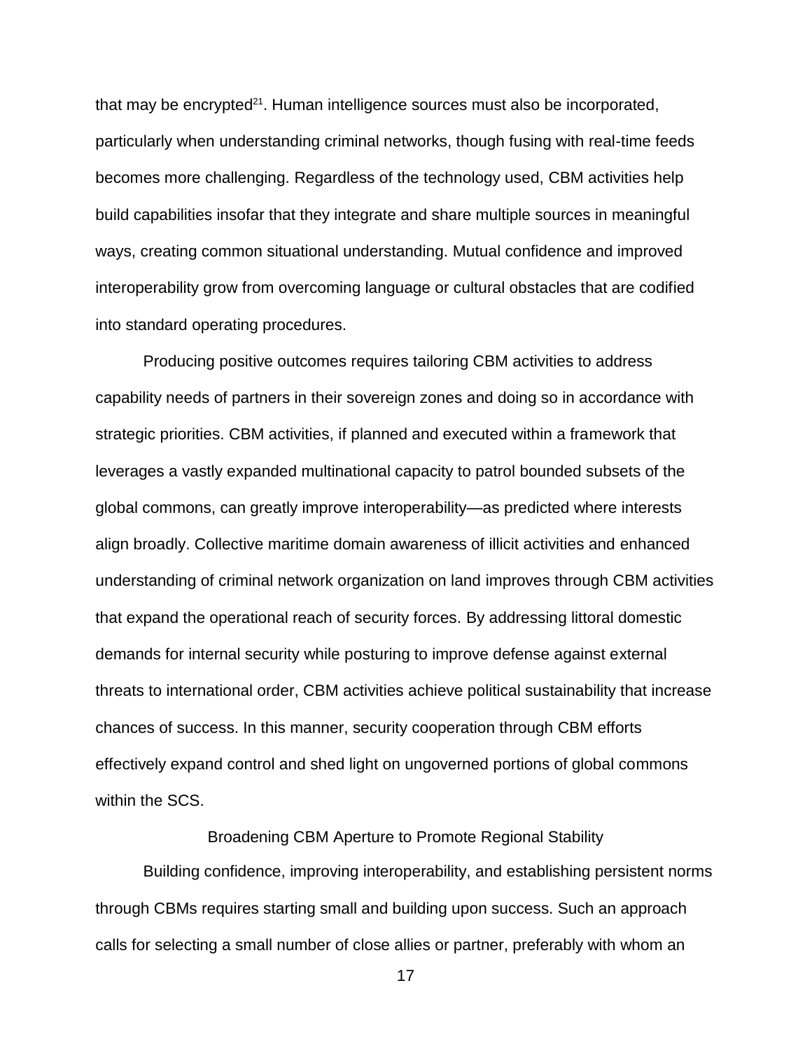that may be encrypted[21]. Human intelligence sources must also be incorporated, particularly when understanding criminal networks, though fusing with real-time feeds becomes more challenging. Regardless of the technology used, CBM activities help build capabilities insofar that they integrate and share multiple sources in meaningful ways, creating common situational understanding. Mutual confidence and improved interoperability grow from overcoming language or cultural obstacles that are codified into standard operating procedures.

Producing positive outcomes requires tailoring CBM activities to address capability needs of partners in their sovereign zones and doing so in accordance with strategic priorities. CBM activities, if planned and executed within a framework that leverages a vastly expanded multinational capacity to patrol bounded subsets of the global commons, can greatly improve interoperability—as predicted where interests align broadly. Collective maritime domain awareness of illicit activities and enhanced understanding of criminal network organization on land improves through CBM activities that expand the operational reach of security forces. By addressing littoral domestic demands for internal security while posturing to improve defense against external threats to international order, CBM activities achieve political sustainability that increase chances of success. In this manner, security cooperation through CBM efforts effectively expand control and shed light on ungoverned portions of global commons within the SCS.

## Broadening CBM Aperture to Promote Regional Stability

Building confidence, improving interoperability, and establishing persistent norms through CBMs requires starting small and building upon success. Such an approach calls for selecting a small number of close allies or partner, preferably with whom an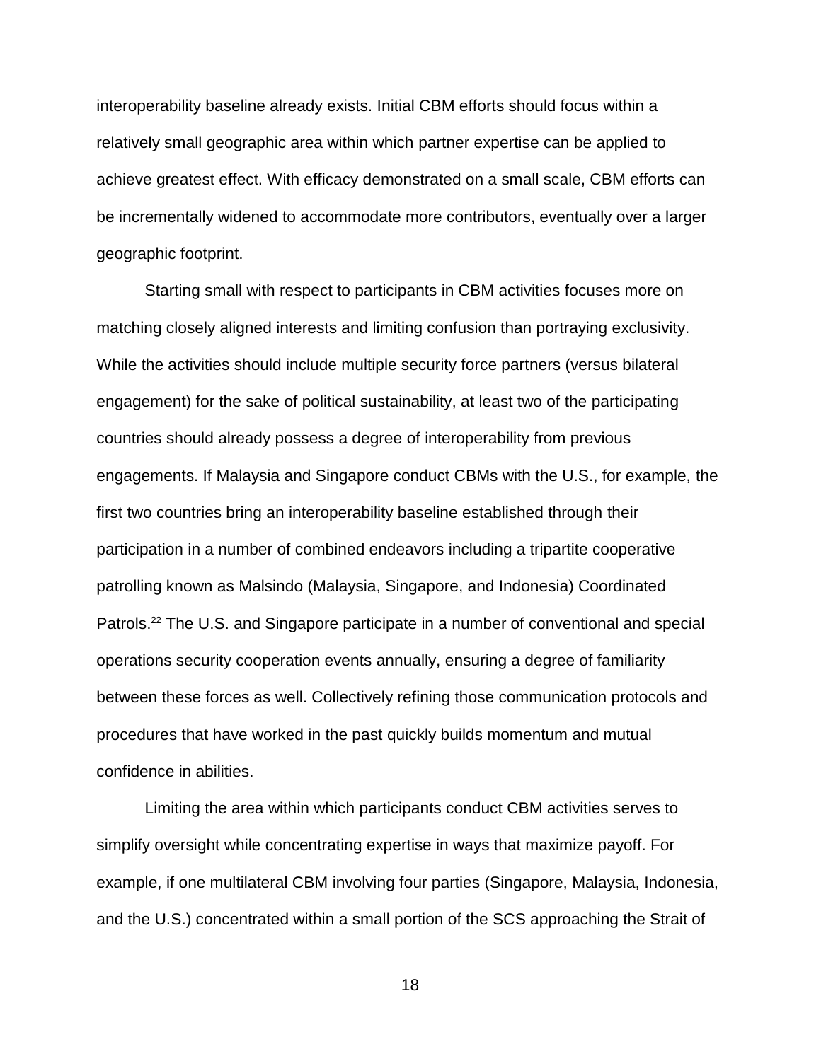interoperability baseline already exists. Initial CBM efforts should focus within a relatively small geographic area within which partner expertise can be applied to achieve greatest effect. With efficacy demonstrated on a small scale, CBM efforts can be incrementally widened to accommodate more contributors, eventually over a larger geographic footprint.

Starting small with respect to participants in CBM activities focuses more on matching closely aligned interests and limiting confusion than portraying exclusivity. While the activities should include multiple security force partners (versus bilateral engagement) for the sake of political sustainability, at least two of the participating countries should already possess a degree of interoperability from previous engagements. If Malaysia and Singapore conduct CBMs with the U.S., for example, the first two countries bring an interoperability baseline established through their participation in a number of combined endeavors including a tripartite cooperative patrolling known as Malsindo (Malaysia, Singapore, and Indonesia) Coordinated Patrols.[22] The U.S. and Singapore participate in a number of conventional and special operations security cooperation events annually, ensuring a degree of familiarity between these forces as well. Collectively refining those communication protocols and procedures that have worked in the past quickly builds momentum and mutual confidence in abilities.

Limiting the area within which participants conduct CBM activities serves to simplify oversight while concentrating expertise in ways that maximize payoff. For example, if one multilateral CBM involving four parties (Singapore, Malaysia, Indonesia, and the U.S.) concentrated within a small portion of the SCS approaching the Strait of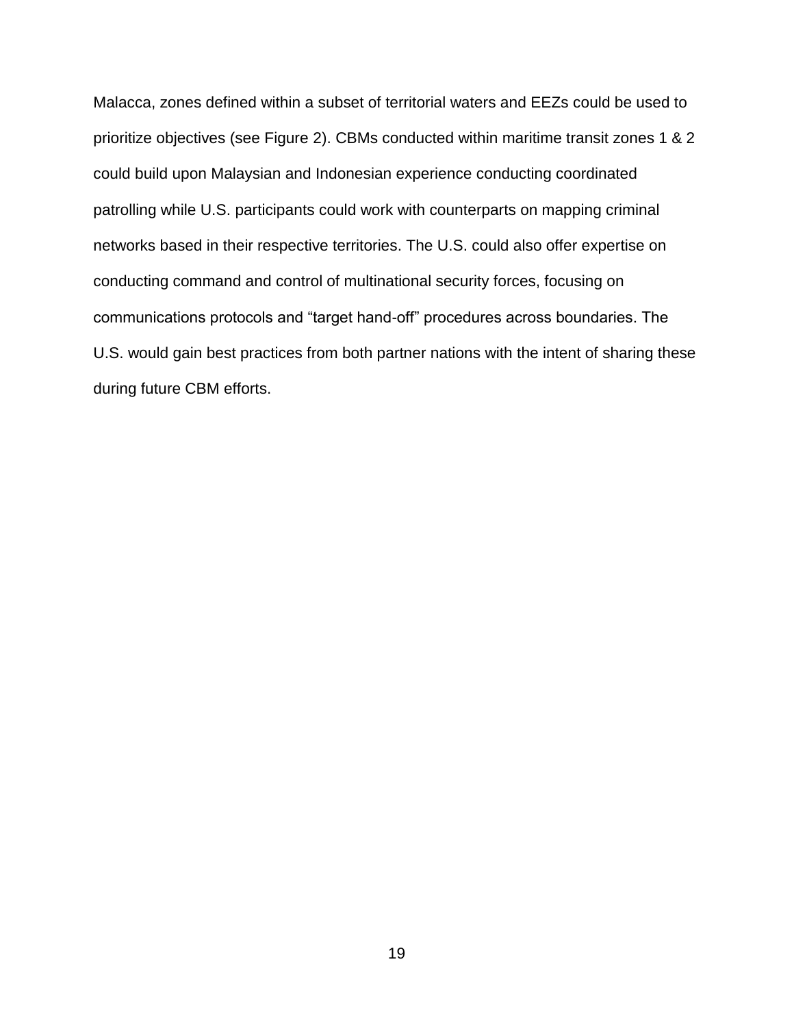Malacca, zones defined within a subset of territorial waters and EEZs could be used to prioritize objectives (see Figure 2). CBMs conducted within maritime transit zones 1 & 2 could build upon Malaysian and Indonesian experience conducting coordinated patrolling while U.S. participants could work with counterparts on mapping criminal networks based in their respective territories. The U.S. could also offer expertise on conducting command and control of multinational security forces, focusing on communications protocols and "target hand-off" procedures across boundaries. The U.S. would gain best practices from both partner nations with the intent of sharing these during future CBM efforts.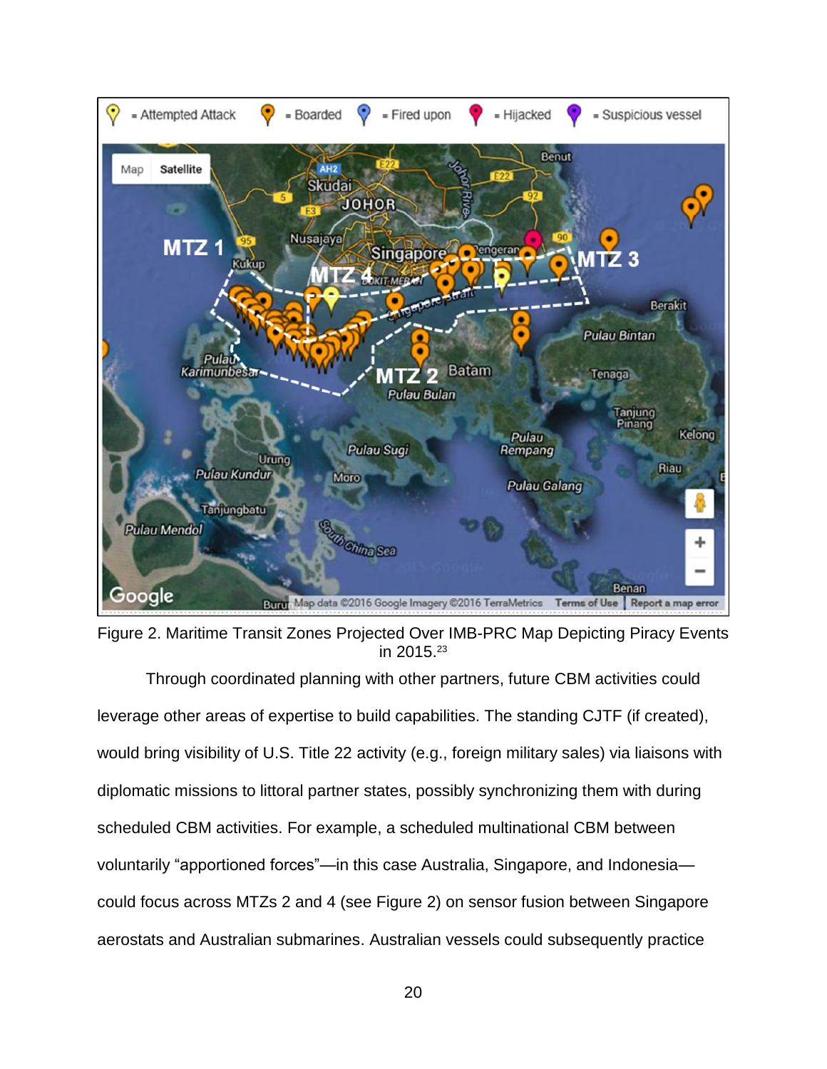Figure 2. Maritime Transit Zones Projected Over IMB-PRC Map Depicting Piracy Events in 2015.[23]

Through coordinated planning with other partners, future CBM activities could leverage other areas of expertise to build capabilities. The standing CJTF (if created), would bring visibility of U.S. Title 22 activity (e.g., foreign military sales) via liaisons with diplomatic missions to littoral partner states, possibly synchronizing them with during scheduled CBM activities. For example, a scheduled multinational CBM between voluntarily "apportioned forces"—in this case Australia, Singapore, and Indonesia—could focus across MTZs 2 and 4 (see Figure 2) on sensor fusion between Singapore aerostats and Australian submarines. Australian vessels could subsequently practice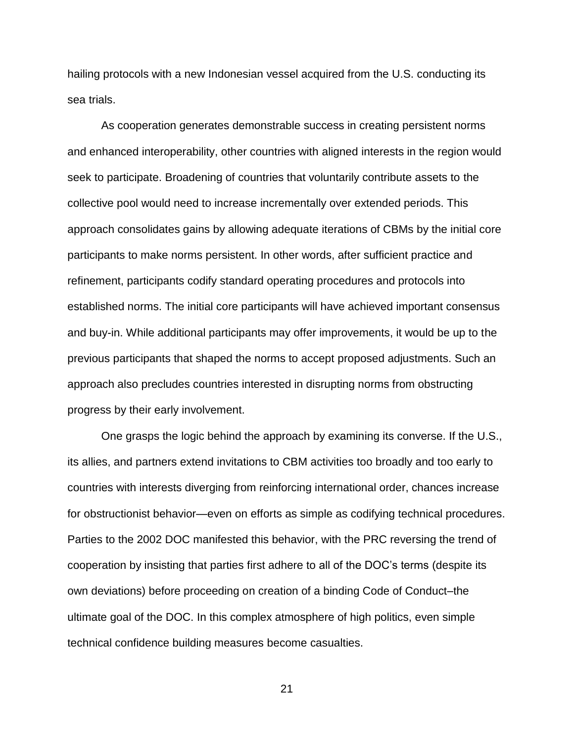hailing protocols with a new Indonesian vessel acquired from the U.S. conducting its sea trials.

As cooperation generates demonstrable success in creating persistent norms and enhanced interoperability, other countries with aligned interests in the region would seek to participate. Broadening of countries that voluntarily contribute assets to the collective pool would need to increase incrementally over extended periods. This approach consolidates gains by allowing adequate iterations of CBMs by the initial core participants to make norms persistent. In other words, after sufficient practice and refinement, participants codify standard operating procedures and protocols into established norms. The initial core participants will have achieved important consensus and buy-in. While additional participants may offer improvements, it would be up to the previous participants that shaped the norms to accept proposed adjustments. Such an approach also precludes countries interested in disrupting norms from obstructing progress by their early involvement.

One grasps the logic behind the approach by examining its converse. If the U.S., its allies, and partners extend invitations to CBM activities too broadly and too early to countries with interests diverging from reinforcing international order, chances increase for obstructionist behavior—even on efforts as simple as codifying technical procedures. Parties to the 2002 DOC manifested this behavior, with the PRC reversing the trend of cooperation by insisting that parties first adhere to all of the DOC's terms (despite its own deviations) before proceeding on creation of a binding Code of Conduct–the ultimate goal of the DOC. In this complex atmosphere of high politics, even simple technical confidence building measures become casualties.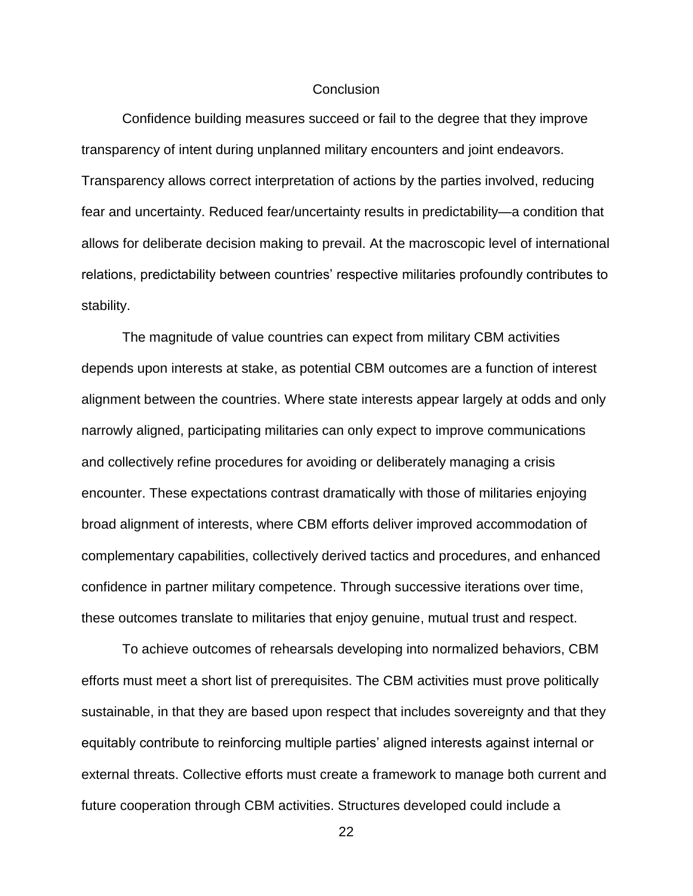## Conclusion

Confidence building measures succeed or fail to the degree that they improve transparency of intent during unplanned military encounters and joint endeavors. Transparency allows correct interpretation of actions by the parties involved, reducing fear and uncertainty. Reduced fear/uncertainty results in predictability—a condition that allows for deliberate decision making to prevail. At the macroscopic level of international relations, predictability between countries' respective militaries profoundly contributes to stability.

The magnitude of value countries can expect from military CBM activities depends upon interests at stake, as potential CBM outcomes are a function of interest alignment between the countries. Where state interests appear largely at odds and only narrowly aligned, participating militaries can only expect to improve communications and collectively refine procedures for avoiding or deliberately managing a crisis encounter. These expectations contrast dramatically with those of militaries enjoying broad alignment of interests, where CBM efforts deliver improved accommodation of complementary capabilities, collectively derived tactics and procedures, and enhanced confidence in partner military competence. Through successive iterations over time, these outcomes translate to militaries that enjoy genuine, mutual trust and respect.

To achieve outcomes of rehearsals developing into normalized behaviors, CBM efforts must meet a short list of prerequisites. The CBM activities must prove politically sustainable, in that they are based upon respect that includes sovereignty and that they equitably contribute to reinforcing multiple parties' aligned interests against internal or external threats. Collective efforts must create a framework to manage both current and future cooperation through CBM activities. Structures developed could include a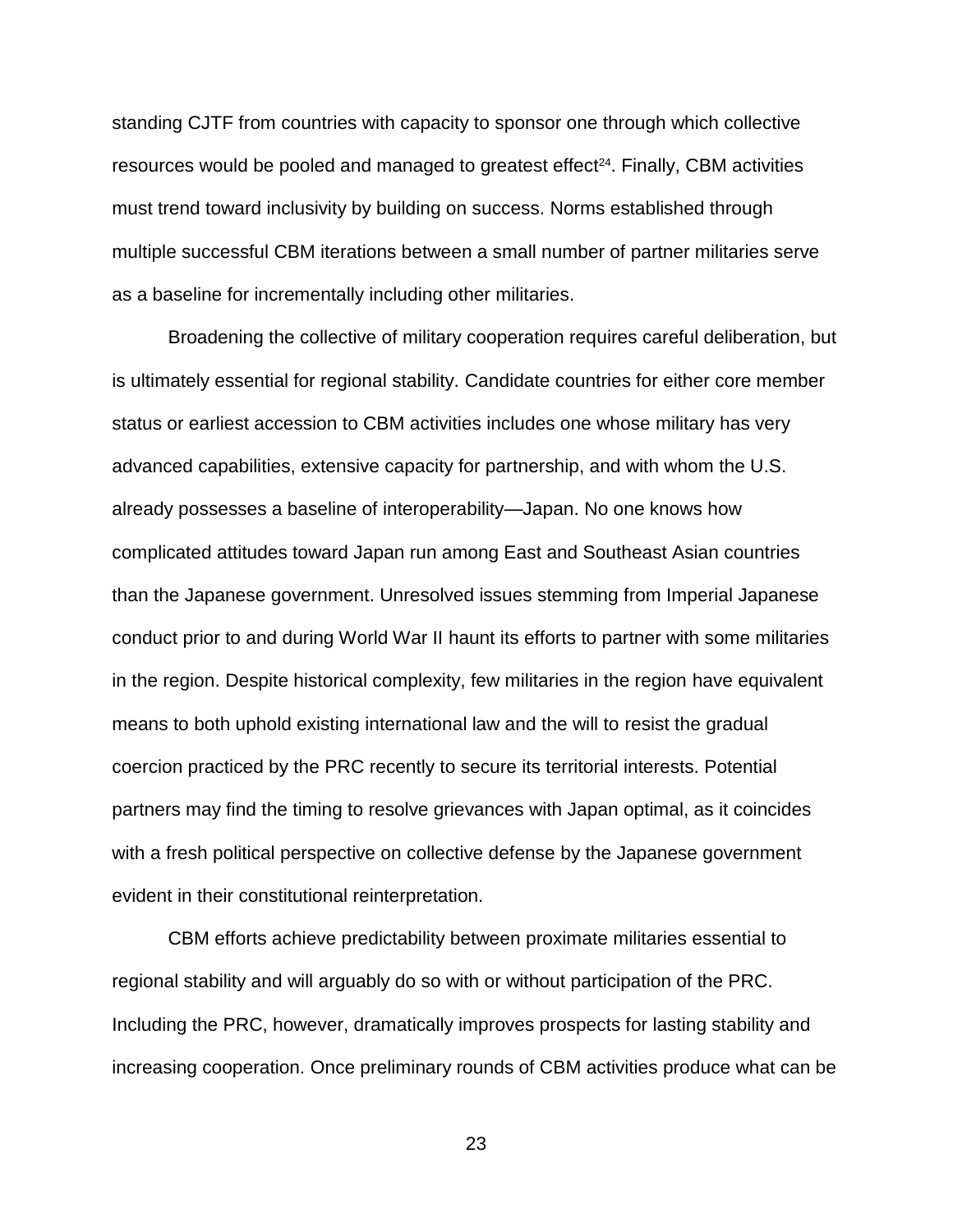standing CJTF from countries with capacity to sponsor one through which collective resources would be pooled and managed to greatest effect[24]. Finally, CBM activities must trend toward inclusivity by building on success. Norms established through multiple successful CBM iterations between a small number of partner militaries serve as a baseline for incrementally including other militaries.

Broadening the collective of military cooperation requires careful deliberation, but is ultimately essential for regional stability. Candidate countries for either core member status or earliest accession to CBM activities includes one whose military has very advanced capabilities, extensive capacity for partnership, and with whom the U.S. already possesses a baseline of interoperability—Japan. No one knows how complicated attitudes toward Japan run among East and Southeast Asian countries than the Japanese government. Unresolved issues stemming from Imperial Japanese conduct prior to and during World War II haunt its efforts to partner with some militaries in the region. Despite historical complexity, few militaries in the region have equivalent means to both uphold existing international law and the will to resist the gradual coercion practiced by the PRC recently to secure its territorial interests. Potential partners may find the timing to resolve grievances with Japan optimal, as it coincides with a fresh political perspective on collective defense by the Japanese government evident in their constitutional reinterpretation.

CBM efforts achieve predictability between proximate militaries essential to regional stability and will arguably do so with or without participation of the PRC. Including the PRC, however, dramatically improves prospects for lasting stability and increasing cooperation. Once preliminary rounds of CBM activities produce what can be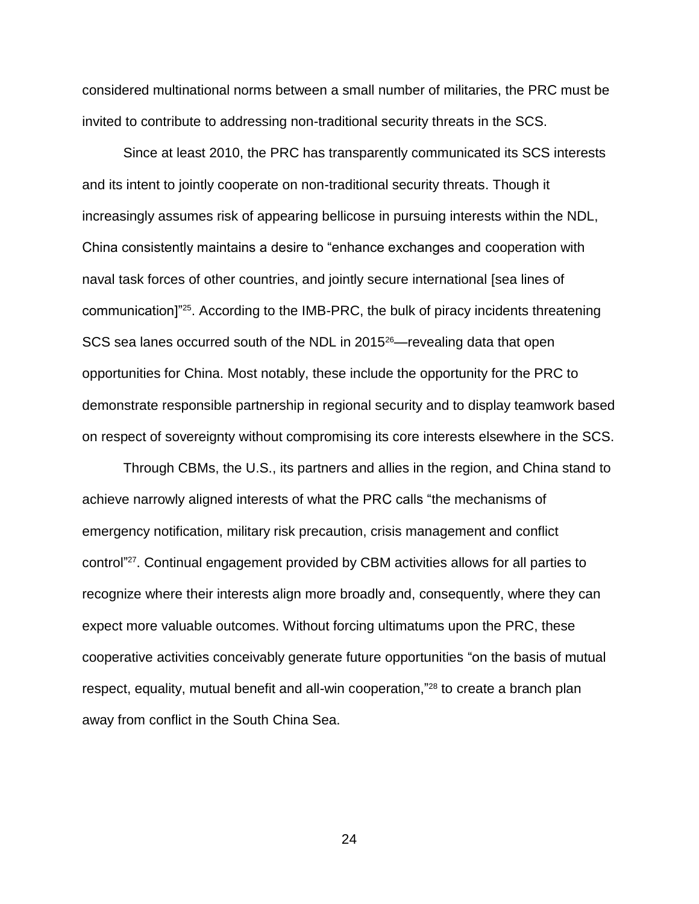considered multinational norms between a small number of militaries, the PRC must be invited to contribute to addressing non-traditional security threats in the SCS.

Since at least 2010, the PRC has transparently communicated its SCS interests and its intent to jointly cooperate on non-traditional security threats. Though it increasingly assumes risk of appearing bellicose in pursuing interests within the NDL, China consistently maintains a desire to "enhance exchanges and cooperation with naval task forces of other countries, and jointly secure international [sea lines of communication]"[25]. According to the IMB-PRC, the bulk of piracy incidents threatening SCS sea lanes occurred south of the NDL in 2015[26]—revealing data that open opportunities for China. Most notably, these include the opportunity for the PRC to demonstrate responsible partnership in regional security and to display teamwork based on respect of sovereignty without compromising its core interests elsewhere in the SCS.

Through CBMs, the U.S., its partners and allies in the region, and China stand to achieve narrowly aligned interests of what the PRC calls "the mechanisms of emergency notification, military risk precaution, crisis management and conflict control"[27]. Continual engagement provided by CBM activities allows for all parties to recognize where their interests align more broadly and, consequently, where they can expect more valuable outcomes. Without forcing ultimatums upon the PRC, these cooperative activities conceivably generate future opportunities "on the basis of mutual respect, equality, mutual benefit and all-win cooperation,"[28] to create a branch plan away from conflict in the South China Sea.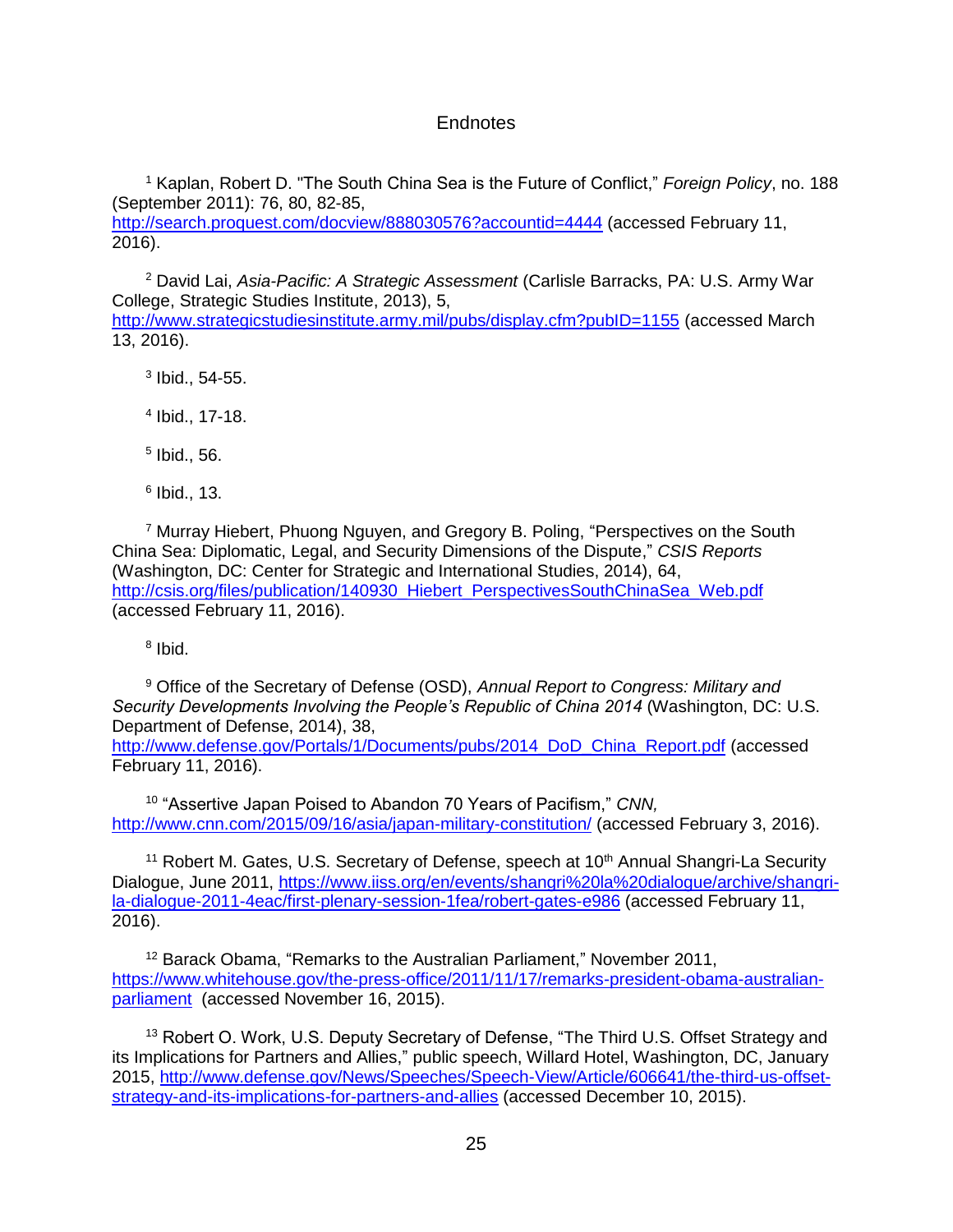# Endnotes

[1] Kaplan, Robert D. "The South China Sea is the Future of Conflict," *Foreign Policy*, no. 188 (September 2011): 76, 80, 82-85, http://search.proquest.com/docview/888030576?accountid=4444 (accessed February 11, 2016).

[2] David Lai, *Asia-Pacific: A Strategic Assessment* (Carlisle Barracks, PA: U.S. Army War College, Strategic Studies Institute, 2013), 5, http://www.strategicstudiesinstitute.army.mil/pubs/display.cfm?pubID=1155 (accessed March 13, 2016).

[3] Ibid., 54-55.

[4] Ibid., 17-18.

[5] Ibid., 56.

[6] Ibid., 13.

[7] Murray Hiebert, Phuong Nguyen, and Gregory B. Poling, "Perspectives on the South China Sea: Diplomatic, Legal, and Security Dimensions of the Dispute," *CSIS Reports* (Washington, DC: Center for Strategic and International Studies, 2014), 64, http://csis.org/files/publication/140930_Hiebert_PerspectivesSouthChinaSea_Web.pdf (accessed February 11, 2016).

[8] Ibid.

[9] Office of the Secretary of Defense (OSD), *Annual Report to Congress: Military and Security Developments Involving the People's Republic of China 2014* (Washington, DC: U.S. Department of Defense, 2014), 38, http://www.defense.gov/Portals/1/Documents/pubs/2014_DoD_China_Report.pdf (accessed February 11, 2016).

[10] "Assertive Japan Poised to Abandon 70 Years of Pacifism," *CNN,* http://www.cnn.com/2015/09/16/asia/japan-military-constitution/ (accessed February 3, 2016).

[11] Robert M. Gates, U.S. Secretary of Defense, speech at 10th Annual Shangri-La Security Dialogue, June 2011, https://www.iiss.org/en/events/shangri%20la%20dialogue/archive/shangri-la-dialogue-2011-4eac/first-plenary-session-1fea/robert-gates-e986 (accessed February 11, 2016).

[12] Barack Obama, "Remarks to the Australian Parliament," November 2011, https://www.whitehouse.gov/the-press-office/2011/11/17/remarks-president-obama-australian-parliament (accessed November 16, 2015).

[13] Robert O. Work, U.S. Deputy Secretary of Defense, "The Third U.S. Offset Strategy and its Implications for Partners and Allies," public speech, Willard Hotel, Washington, DC, January 2015, http://www.defense.gov/News/Speeches/Speech-View/Article/606641/the-third-us-offset-strategy-and-its-implications-for-partners-and-allies (accessed December 10, 2015).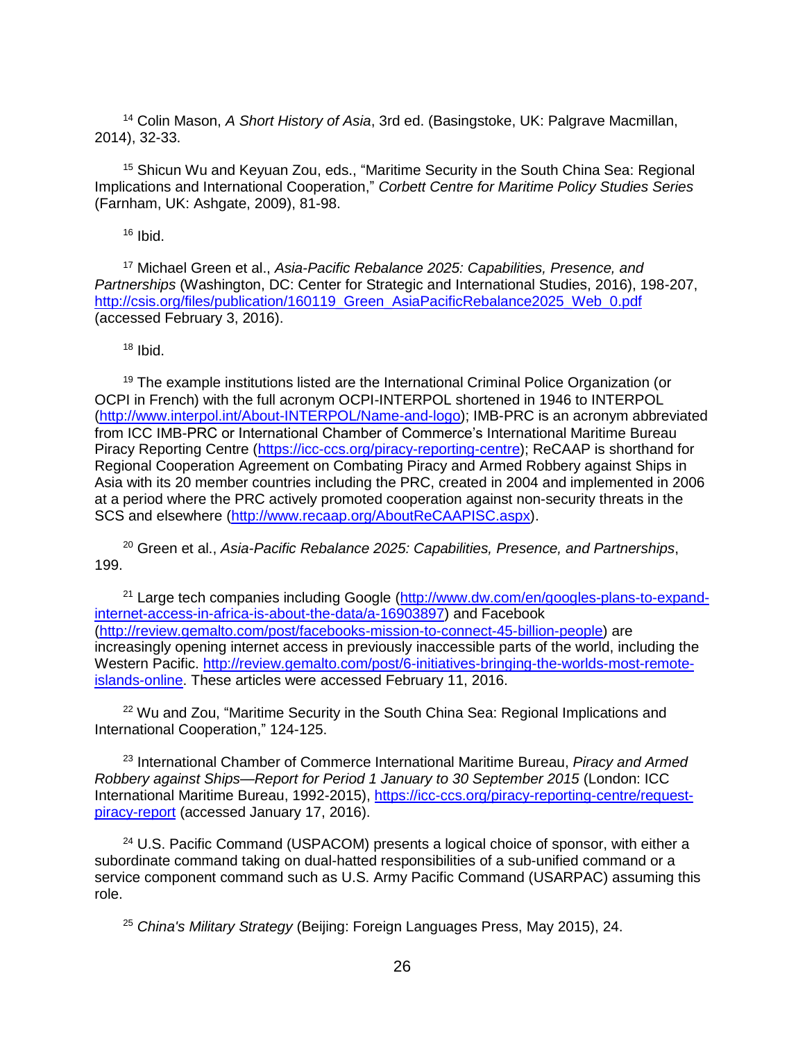[14] Colin Mason, *A Short History of Asia*, 3rd ed. (Basingstoke, UK: Palgrave Macmillan, 2014), 32-33.

[15] Shicun Wu and Keyuan Zou, eds., "Maritime Security in the South China Sea: Regional Implications and International Cooperation," *Corbett Centre for Maritime Policy Studies Series* (Farnham, UK: Ashgate, 2009), 81-98.

[16] Ibid.

[17] Michael Green et al., *Asia-Pacific Rebalance 2025: Capabilities, Presence, and Partnerships* (Washington, DC: Center for Strategic and International Studies, 2016), 198-207, http://csis.org/files/publication/160119_Green_AsiaPacificRebalance2025_Web_0.pdf (accessed February 3, 2016).

[18] Ibid.

[19] The example institutions listed are the International Criminal Police Organization (or OCPI in French) with the full acronym OCPI-INTERPOL shortened in 1946 to INTERPOL (http://www.interpol.int/About-INTERPOL/Name-and-logo); IMB-PRC is an acronym abbreviated from ICC IMB-PRC or International Chamber of Commerce's International Maritime Bureau Piracy Reporting Centre (https://icc-ccs.org/piracy-reporting-centre); ReCAAP is shorthand for Regional Cooperation Agreement on Combating Piracy and Armed Robbery against Ships in Asia with its 20 member countries including the PRC, created in 2004 and implemented in 2006 at a period where the PRC actively promoted cooperation against non-security threats in the SCS and elsewhere (http://www.recaap.org/AboutReCAAPISC.aspx).

[20] Green et al., *Asia-Pacific Rebalance 2025: Capabilities, Presence, and Partnerships*, 199.

[21] Large tech companies including Google (http://www.dw.com/en/googles-plans-to-expand-internet-access-in-africa-is-about-the-data/a-16903897) and Facebook (http://review.gemalto.com/post/facebooks-mission-to-connect-45-billion-people) are increasingly opening internet access in previously inaccessible parts of the world, including the Western Pacific. http://review.gemalto.com/post/6-initiatives-bringing-the-worlds-most-remote-islands-online. These articles were accessed February 11, 2016.

[22] Wu and Zou, "Maritime Security in the South China Sea: Regional Implications and International Cooperation," 124-125.

[23] International Chamber of Commerce International Maritime Bureau, *Piracy and Armed Robbery against Ships—Report for Period 1 January to 30 September 2015* (London: ICC International Maritime Bureau, 1992-2015), https://icc-ccs.org/piracy-reporting-centre/request-piracy-report (accessed January 17, 2016).

[24] U.S. Pacific Command (USPACOM) presents a logical choice of sponsor, with either a subordinate command taking on dual-hatted responsibilities of a sub-unified command or a service component command such as U.S. Army Pacific Command (USARPAC) assuming this role.

[25] *China's Military Strategy* (Beijing: Foreign Languages Press, May 2015), 24.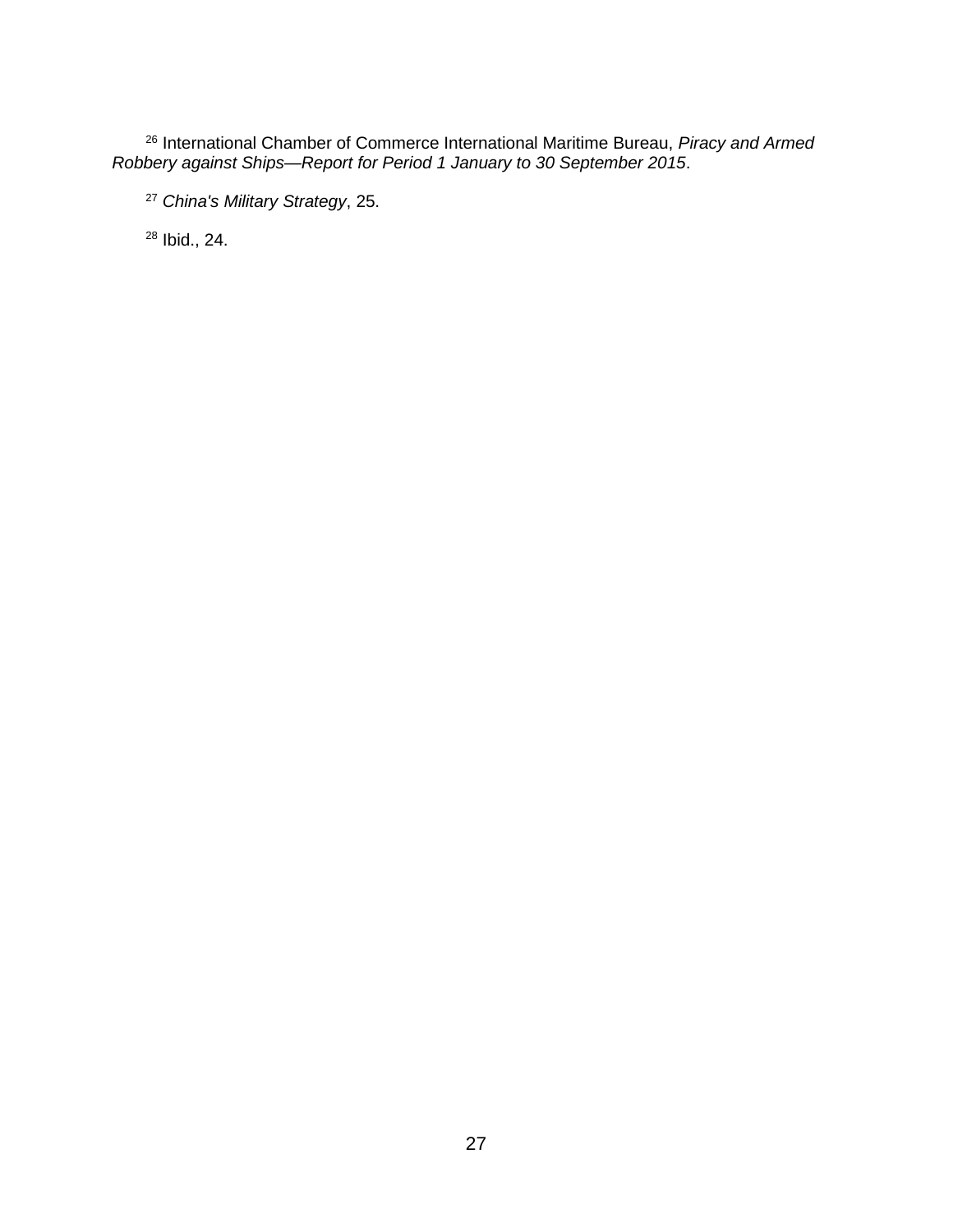[26] International Chamber of Commerce International Maritime Bureau, *Piracy and Armed Robbery against Ships—Report for Period 1 January to 30 September 2015*.

[27] *China's Military Strategy*, 25.

[28] Ibid., 24.